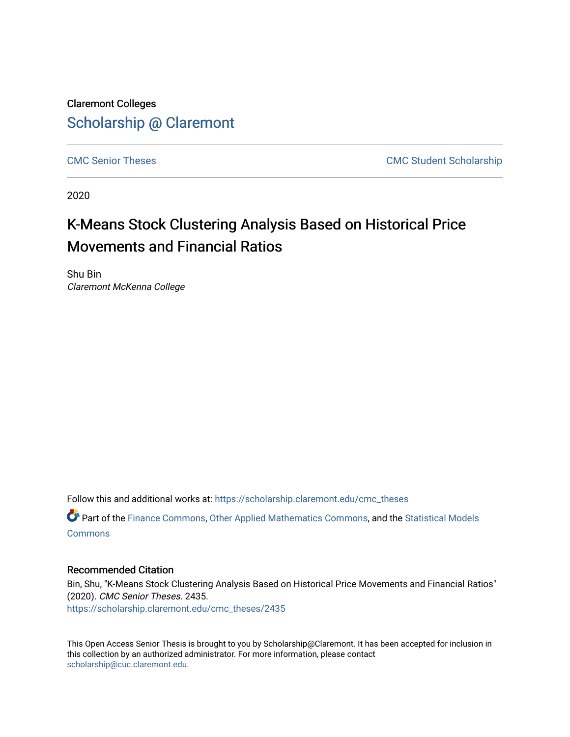Claremont Colleges

Scholarship @ Claremont

CMC Senior Theses

CMC Student Scholarship

2020

# K-Means Stock Clustering Analysis Based on Historical Price Movements and Financial Ratios

Shu Bin

*Claremont McKenna College*

Follow this and additional works at: https://scholarship.claremont.edu/cmc_theses

Part of the Finance Commons, Other Applied Mathematics Commons, and the Statistical Models Commons

## Recommended Citation

Bin, Shu, "K-Means Stock Clustering Analysis Based on Historical Price Movements and Financial Ratios" (2020). *CMC Senior Theses*. 2435.
https://scholarship.claremont.edu/cmc_theses/2435

This Open Access Senior Thesis is brought to you by Scholarship@Claremont. It has been accepted for inclusion in this collection by an authorized administrator. For more information, please contact scholarship@cuc.claremont.edu.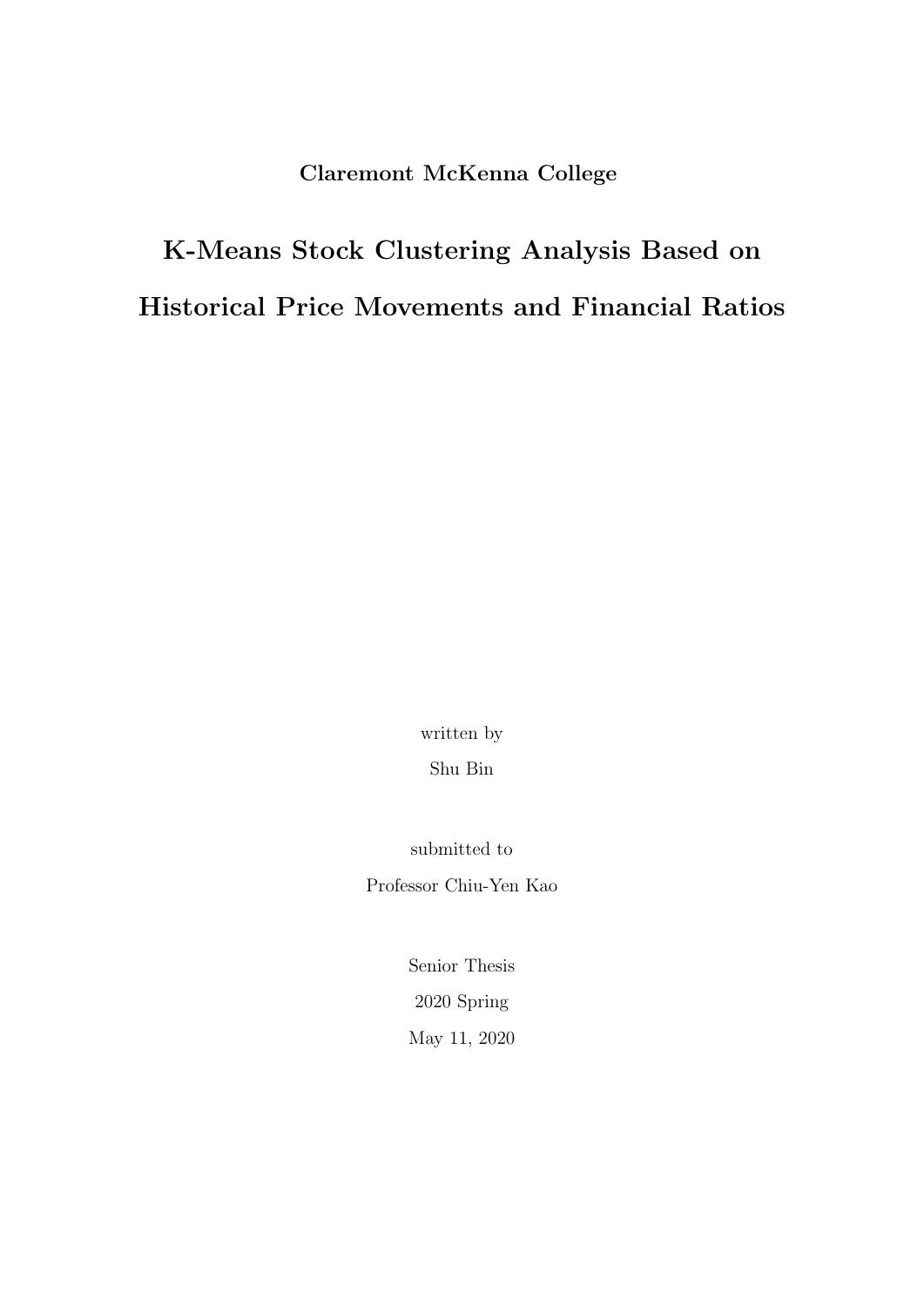**Claremont McKenna College**

# K-Means Stock Clustering Analysis Based on Historical Price Movements and Financial Ratios

written by

Shu Bin

submitted to

Professor Chiu-Yen Kao

Senior Thesis

2020 Spring

May 11, 2020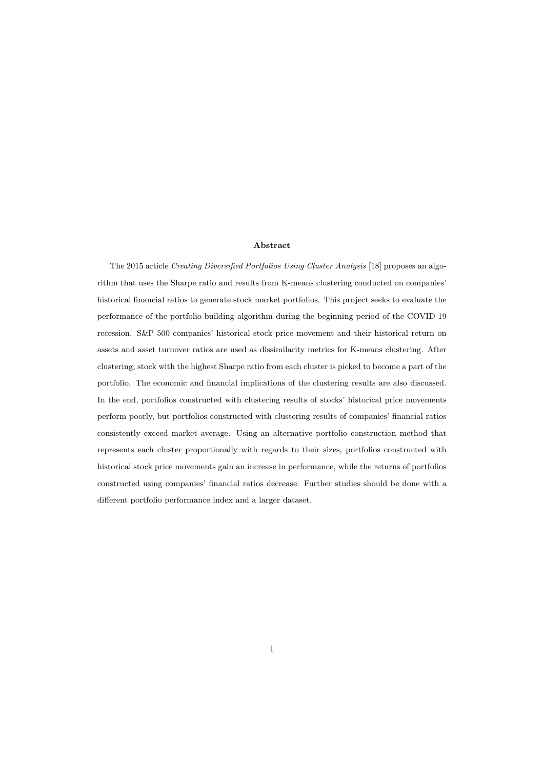**Abstract**

The 2015 article *Creating Diversified Portfolios Using Cluster Analysis* [18] proposes an algorithm that uses the Sharpe ratio and results from K-means clustering conducted on companies' historical financial ratios to generate stock market portfolios. This project seeks to evaluate the performance of the portfolio-building algorithm during the beginning period of the COVID-19 recession. S&P 500 companies' historical stock price movement and their historical return on assets and asset turnover ratios are used as dissimilarity metrics for K-means clustering. After clustering, stock with the highest Sharpe ratio from each cluster is picked to become a part of the portfolio. The economic and financial implications of the clustering results are also discussed. In the end, portfolios constructed with clustering results of stocks' historical price movements perform poorly, but portfolios constructed with clustering results of companies' financial ratios consistently exceed market average. Using an alternative portfolio construction method that represents each cluster proportionally with regards to their sizes, portfolios constructed with historical stock price movements gain an increase in performance, while the returns of portfolios constructed using companies' financial ratios decrease. Further studies should be done with a different portfolio performance index and a larger dataset.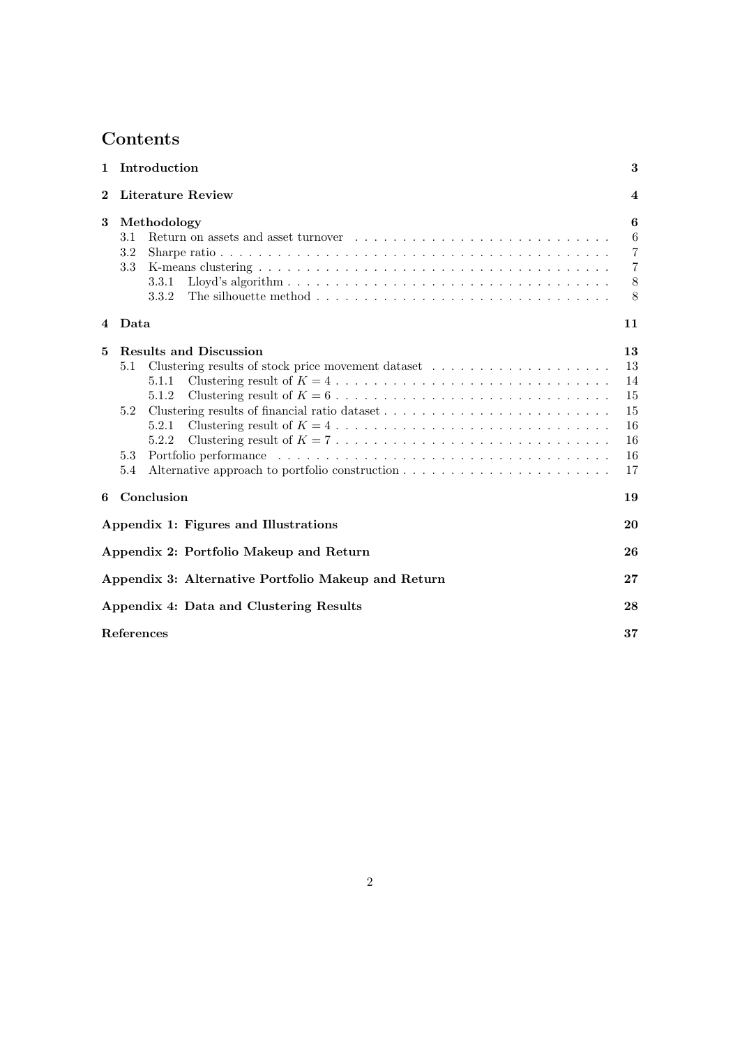# Contents

| | | |
|---|---|---|
| **1** | **Introduction** | **3** |
| **2** | **Literature Review** | **4** |
| **3** | **Methodology** | **6** |
| | 3.1 Return on assets and asset turnover | 6 |
| | 3.2 Sharpe ratio | 7 |
| | 3.3 K-means clustering | 7 |
| | 3.3.1 Lloyd's algorithm | 8 |
| | 3.3.2 The silhouette method | 8 |
| **4** | **Data** | **11** |
| **5** | **Results and Discussion** | **13** |
| | 5.1 Clustering results of stock price movement dataset | 13 |
| | 5.1.1 Clustering result of $K = 4$ | 14 |
| | 5.1.2 Clustering result of $K = 6$ | 15 |
| | 5.2 Clustering results of financial ratio dataset | 15 |
| | 5.2.1 Clustering result of $K = 4$ | 16 |
| | 5.2.2 Clustering result of $K = 7$ | 16 |
| | 5.3 Portfolio performance | 16 |
| | 5.4 Alternative approach to portfolio construction | 17 |
| **6** | **Conclusion** | **19** |
| | **Appendix 1: Figures and Illustrations** | **20** |
| | **Appendix 2: Portfolio Makeup and Return** | **26** |
| | **Appendix 3: Alternative Portfolio Makeup and Return** | **27** |
| | **Appendix 4: Data and Clustering Results** | **28** |
| | **References** | **37** |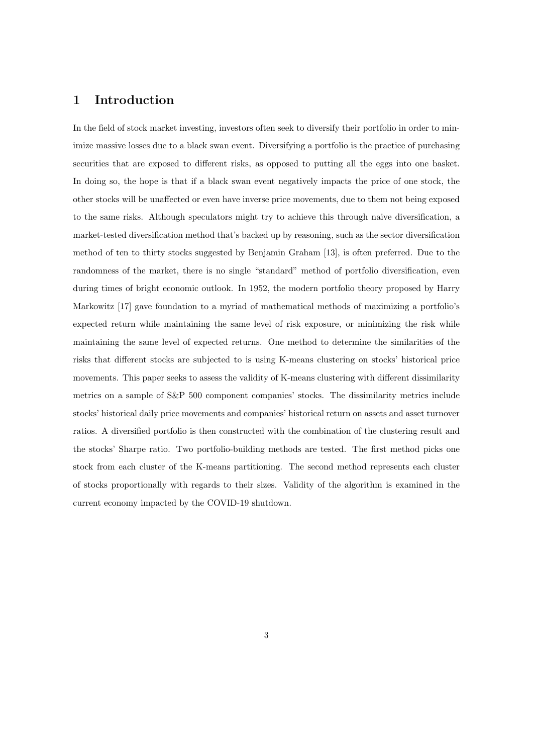# 1 Introduction

In the field of stock market investing, investors often seek to diversify their portfolio in order to minimize massive losses due to a black swan event. Diversifying a portfolio is the practice of purchasing securities that are exposed to different risks, as opposed to putting all the eggs into one basket. In doing so, the hope is that if a black swan event negatively impacts the price of one stock, the other stocks will be unaffected or even have inverse price movements, due to them not being exposed to the same risks. Although speculators might try to achieve this through naive diversification, a market-tested diversification method that's backed up by reasoning, such as the sector diversification method of ten to thirty stocks suggested by Benjamin Graham [13], is often preferred. Due to the randomness of the market, there is no single "standard" method of portfolio diversification, even during times of bright economic outlook. In 1952, the modern portfolio theory proposed by Harry Markowitz [17] gave foundation to a myriad of mathematical methods of maximizing a portfolio's expected return while maintaining the same level of risk exposure, or minimizing the risk while maintaining the same level of expected returns. One method to determine the similarities of the risks that different stocks are subjected to is using K-means clustering on stocks' historical price movements. This paper seeks to assess the validity of K-means clustering with different dissimilarity metrics on a sample of S&P 500 component companies' stocks. The dissimilarity metrics include stocks' historical daily price movements and companies' historical return on assets and asset turnover ratios. A diversified portfolio is then constructed with the combination of the clustering result and the stocks' Sharpe ratio. Two portfolio-building methods are tested. The first method picks one stock from each cluster of the K-means partitioning. The second method represents each cluster of stocks proportionally with regards to their sizes. Validity of the algorithm is examined in the current economy impacted by the COVID-19 shutdown.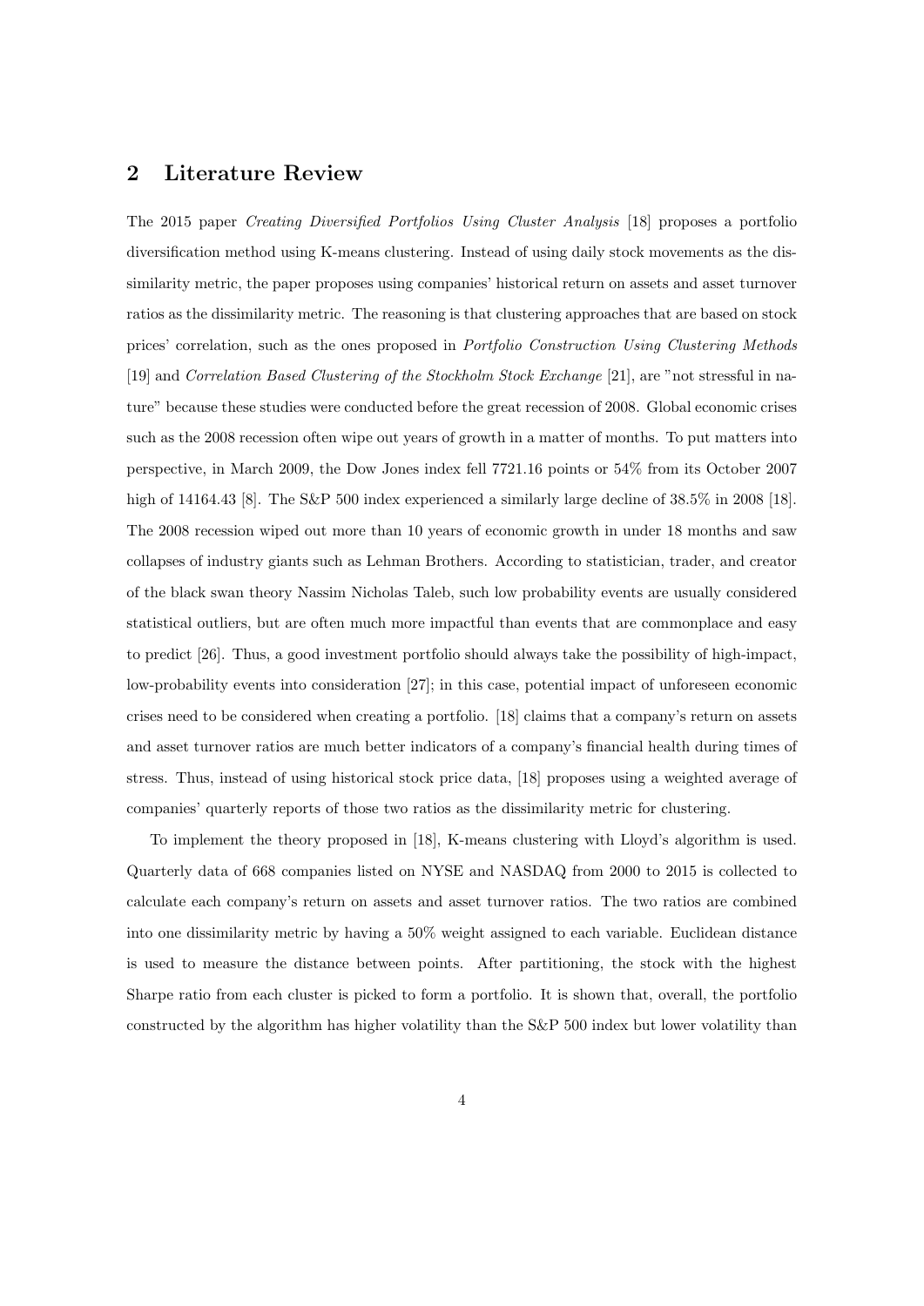## 2 Literature Review

The 2015 paper *Creating Diversified Portfolios Using Cluster Analysis* [18] proposes a portfolio diversification method using K-means clustering. Instead of using daily stock movements as the dissimilarity metric, the paper proposes using companies' historical return on assets and asset turnover ratios as the dissimilarity metric. The reasoning is that clustering approaches that are based on stock prices' correlation, such as the ones proposed in *Portfolio Construction Using Clustering Methods* [19] and *Correlation Based Clustering of the Stockholm Stock Exchange* [21], are "not stressful in nature" because these studies were conducted before the great recession of 2008. Global economic crises such as the 2008 recession often wipe out years of growth in a matter of months. To put matters into perspective, in March 2009, the Dow Jones index fell 7721.16 points or 54% from its October 2007 high of 14164.43 [8]. The S&P 500 index experienced a similarly large decline of 38.5% in 2008 [18]. The 2008 recession wiped out more than 10 years of economic growth in under 18 months and saw collapses of industry giants such as Lehman Brothers. According to statistician, trader, and creator of the black swan theory Nassim Nicholas Taleb, such low probability events are usually considered statistical outliers, but are often much more impactful than events that are commonplace and easy to predict [26]. Thus, a good investment portfolio should always take the possibility of high-impact, low-probability events into consideration [27]; in this case, potential impact of unforeseen economic crises need to be considered when creating a portfolio. [18] claims that a company's return on assets and asset turnover ratios are much better indicators of a company's financial health during times of stress. Thus, instead of using historical stock price data, [18] proposes using a weighted average of companies' quarterly reports of those two ratios as the dissimilarity metric for clustering.

To implement the theory proposed in [18], K-means clustering with Lloyd's algorithm is used. Quarterly data of 668 companies listed on NYSE and NASDAQ from 2000 to 2015 is collected to calculate each company's return on assets and asset turnover ratios. The two ratios are combined into one dissimilarity metric by having a 50% weight assigned to each variable. Euclidean distance is used to measure the distance between points. After partitioning, the stock with the highest Sharpe ratio from each cluster is picked to form a portfolio. It is shown that, overall, the portfolio constructed by the algorithm has higher volatility than the S&P 500 index but lower volatility than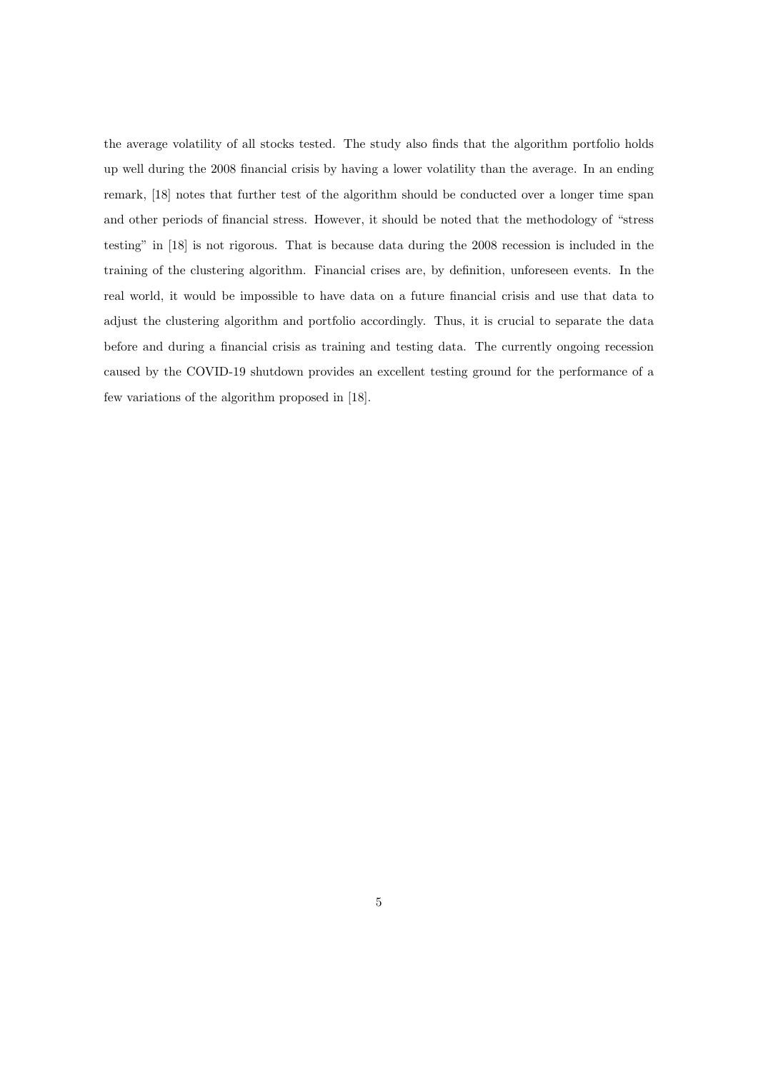the average volatility of all stocks tested. The study also finds that the algorithm portfolio holds up well during the 2008 financial crisis by having a lower volatility than the average. In an ending remark, [18] notes that further test of the algorithm should be conducted over a longer time span and other periods of financial stress. However, it should be noted that the methodology of "stress testing" in [18] is not rigorous. That is because data during the 2008 recession is included in the training of the clustering algorithm. Financial crises are, by definition, unforeseen events. In the real world, it would be impossible to have data on a future financial crisis and use that data to adjust the clustering algorithm and portfolio accordingly. Thus, it is crucial to separate the data before and during a financial crisis as training and testing data. The currently ongoing recession caused by the COVID-19 shutdown provides an excellent testing ground for the performance of a few variations of the algorithm proposed in [18].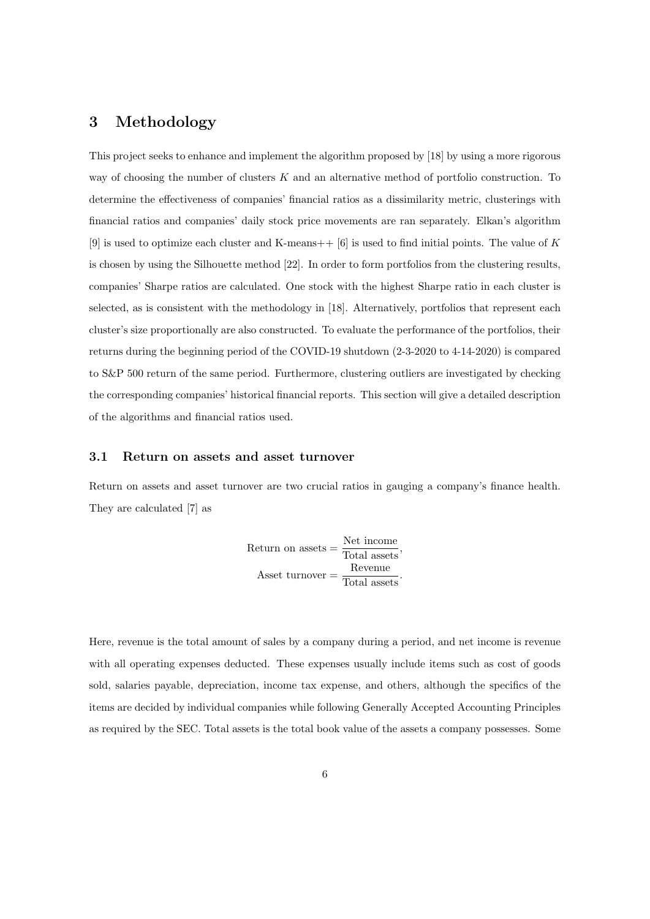## 3 Methodology

This project seeks to enhance and implement the algorithm proposed by [18] by using a more rigorous way of choosing the number of clusters $K$ and an alternative method of portfolio construction. To determine the effectiveness of companies' financial ratios as a dissimilarity metric, clusterings with financial ratios and companies' daily stock price movements are ran separately. Elkan's algorithm [9] is used to optimize each cluster and K-means++ [6] is used to find initial points. The value of $K$ is chosen by using the Silhouette method [22]. In order to form portfolios from the clustering results, companies' Sharpe ratios are calculated. One stock with the highest Sharpe ratio in each cluster is selected, as is consistent with the methodology in [18]. Alternatively, portfolios that represent each cluster's size proportionally are also constructed. To evaluate the performance of the portfolios, their returns during the beginning period of the COVID-19 shutdown (2-3-2020 to 4-14-2020) is compared to S&P 500 return of the same period. Furthermore, clustering outliers are investigated by checking the corresponding companies' historical financial reports. This section will give a detailed description of the algorithms and financial ratios used.

### 3.1 Return on assets and asset turnover

Return on assets and asset turnover are two crucial ratios in gauging a company's finance health. They are calculated [7] as

$$
\begin{aligned}
\text{Return on assets} &= \frac{\text{Net income}}{\text{Total assets}}, \\
\text{Asset turnover} &= \frac{\text{Revenue}}{\text{Total assets}}.
\end{aligned}
$$

Here, revenue is the total amount of sales by a company during a period, and net income is revenue with all operating expenses deducted. These expenses usually include items such as cost of goods sold, salaries payable, depreciation, income tax expense, and others, although the specifics of the items are decided by individual companies while following Generally Accepted Accounting Principles as required by the SEC. Total assets is the total book value of the assets a company possesses. Some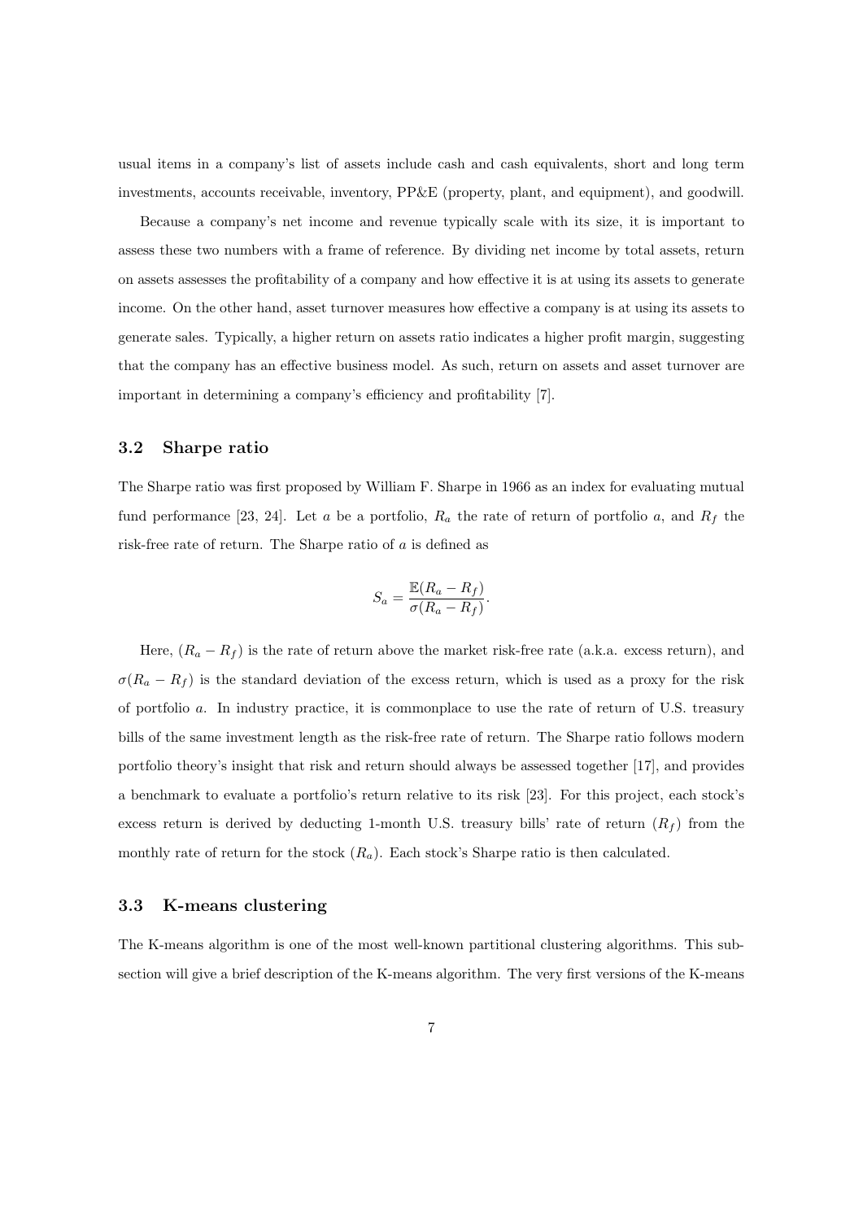usual items in a company's list of assets include cash and cash equivalents, short and long term investments, accounts receivable, inventory, PP&E (property, plant, and equipment), and goodwill.

Because a company's net income and revenue typically scale with its size, it is important to assess these two numbers with a frame of reference. By dividing net income by total assets, return on assets assesses the profitability of a company and how effective it is at using its assets to generate income. On the other hand, asset turnover measures how effective a company is at using its assets to generate sales. Typically, a higher return on assets ratio indicates a higher profit margin, suggesting that the company has an effective business model. As such, return on assets and asset turnover are important in determining a company's efficiency and profitability [7].

### 3.2 Sharpe ratio

The Sharpe ratio was first proposed by William F. Sharpe in 1966 as an index for evaluating mutual fund performance [23, 24]. Let $a$ be a portfolio, $R_a$ the rate of return of portfolio $a$, and $R_f$ the risk-free rate of return. The Sharpe ratio of $a$ is defined as

$$S_a = \frac{\mathbb{E}(R_a - R_f)}{\sigma(R_a - R_f)}.$$

Here, $(R_a - R_f)$ is the rate of return above the market risk-free rate (a.k.a. excess return), and $\sigma(R_a - R_f)$ is the standard deviation of the excess return, which is used as a proxy for the risk of portfolio $a$. In industry practice, it is commonplace to use the rate of return of U.S. treasury bills of the same investment length as the risk-free rate of return. The Sharpe ratio follows modern portfolio theory's insight that risk and return should always be assessed together [17], and provides a benchmark to evaluate a portfolio's return relative to its risk [23]. For this project, each stock's excess return is derived by deducting 1-month U.S. treasury bills' rate of return ($R_f$) from the monthly rate of return for the stock ($R_a$). Each stock's Sharpe ratio is then calculated.

### 3.3 K-means clustering

The K-means algorithm is one of the most well-known partitional clustering algorithms. This subsection will give a brief description of the K-means algorithm. The very first versions of the K-means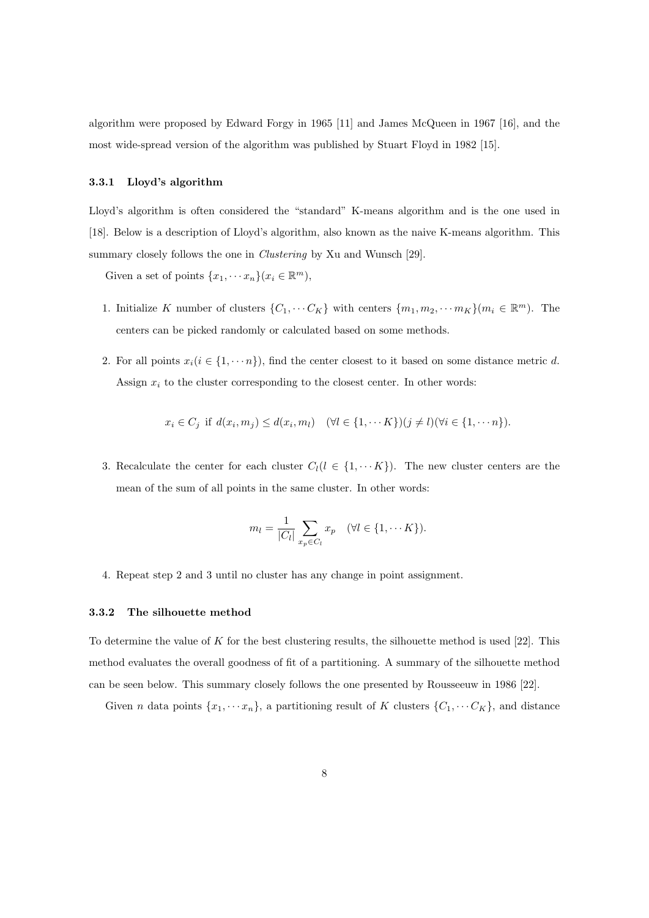algorithm were proposed by Edward Forgy in 1965 [11] and James McQueen in 1967 [16], and the most wide-spread version of the algorithm was published by Stuart Floyd in 1982 [15].

### 3.3.1 Lloyd's algorithm

Lloyd's algorithm is often considered the "standard" K-means algorithm and is the one used in [18]. Below is a description of Lloyd's algorithm, also known as the naive K-means algorithm. This summary closely follows the one in *Clustering* by Xu and Wunsch [29].

Given a set of points $\{x_1, \cdots x_n\} (x_i \in \mathbb{R}^m)$,

1. Initialize $K$ number of clusters $\{C_1, \cdots C_K\}$ with centers $\{m_1, m_2, \cdots m_K\} (m_i \in \mathbb{R}^m)$. The centers can be picked randomly or calculated based on some methods.

2. For all points $x_i (i \in \{1, \cdots n\})$, find the center closest to it based on some distance metric $d$. Assign $x_i$ to the cluster corresponding to the closest center. In other words:

$$x_i \in C_j \text{ if } d(x_i, m_j) \leq d(x_i, m_l) \quad (\forall l \in \{1, \cdots K\})(j \neq l)(\forall i \in \{1, \cdots n\}).$$

3. Recalculate the center for each cluster $C_l (l \in \{1, \cdots K\})$. The new cluster centers are the mean of the sum of all points in the same cluster. In other words:

$$m_l = \frac{1}{|C_l|} \sum_{x_p \in C_l} x_p \quad (\forall l \in \{1, \cdots K\}).$$

4. Repeat step 2 and 3 until no cluster has any change in point assignment.

### 3.3.2 The silhouette method

To determine the value of $K$ for the best clustering results, the silhouette method is used [22]. This method evaluates the overall goodness of fit of a partitioning. A summary of the silhouette method can be seen below. This summary closely follows the one presented by Rousseeuw in 1986 [22].

Given $n$ data points $\{x_1, \cdots x_n\}$, a partitioning result of $K$ clusters $\{C_1, \cdots C_K\}$, and distance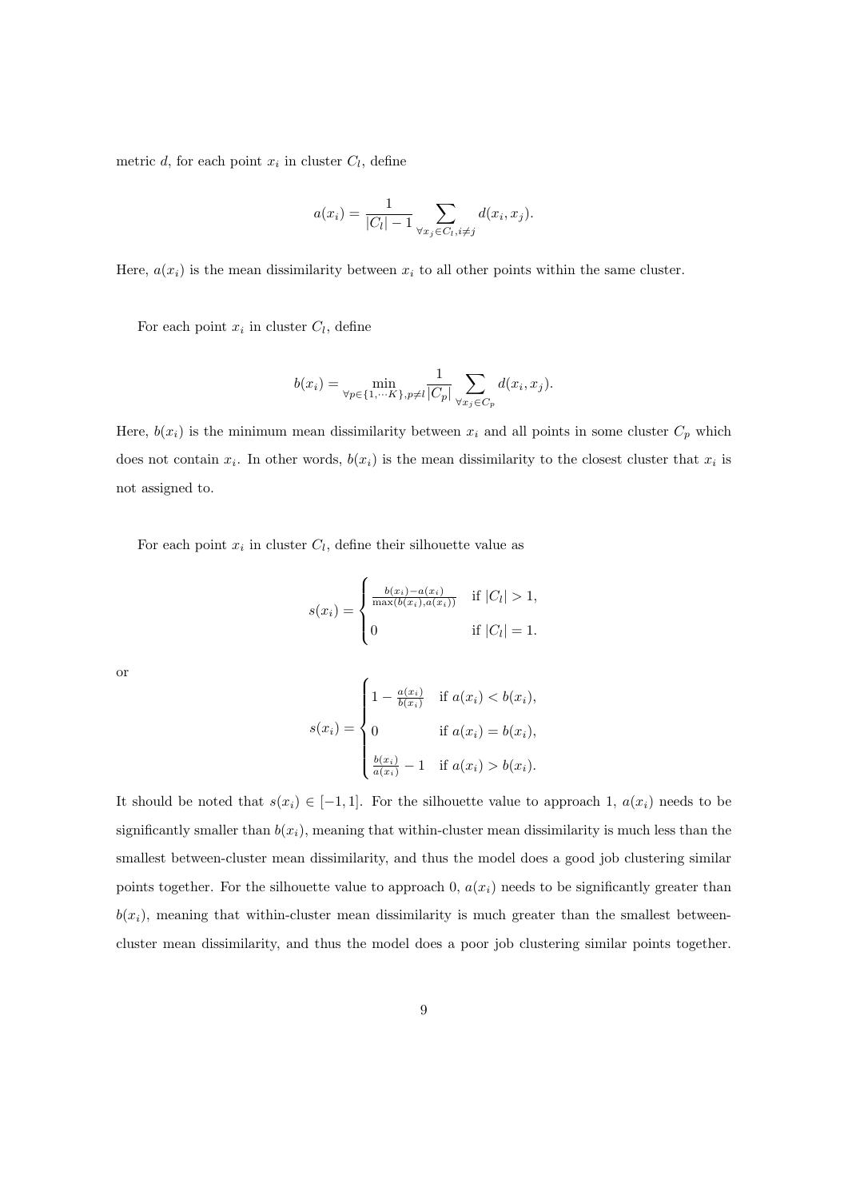metric $d$, for each point $x_i$ in cluster $C_l$, define

$$a(x_i) = \frac{1}{|C_l| - 1} \sum_{\forall x_j \in C_l, i \neq j} d(x_i, x_j).$$

Here, $a(x_i)$ is the mean dissimilarity between $x_i$ to all other points within the same cluster.

For each point $x_i$ in cluster $C_l$, define

$$b(x_i) = \min_{\forall p \in \{1, \cdots K\}, p \neq l} \frac{1}{|C_p|} \sum_{\forall x_j \in C_p} d(x_i, x_j).$$

Here, $b(x_i)$ is the minimum mean dissimilarity between $x_i$ and all points in some cluster $C_p$ which does not contain $x_i$. In other words, $b(x_i)$ is the mean dissimilarity to the closest cluster that $x_i$ is not assigned to.

For each point $x_i$ in cluster $C_l$, define their silhouette value as

$$s(x_i) = \begin{cases} \frac{b(x_i) - a(x_i)}{\max(b(x_i), a(x_i))} & \text{if } |C_l| > 1, \\ 0 & \text{if } |C_l| = 1. \end{cases}$$

or

$$s(x_i) = \begin{cases} 1 - \frac{a(x_i)}{b(x_i)} & \text{if } a(x_i) < b(x_i), \\ 0 & \text{if } a(x_i) = b(x_i), \\ \frac{b(x_i)}{a(x_i)} - 1 & \text{if } a(x_i) > b(x_i). \end{cases}$$

It should be noted that $s(x_i) \in [-1, 1]$. For the silhouette value to approach 1, $a(x_i)$ needs to be significantly smaller than $b(x_i)$, meaning that within-cluster mean dissimilarity is much less than the smallest between-cluster mean dissimilarity, and thus the model does a good job clustering similar points together. For the silhouette value to approach 0, $a(x_i)$ needs to be significantly greater than $b(x_i)$, meaning that within-cluster mean dissimilarity is much greater than the smallest between-cluster mean dissimilarity, and thus the model does a poor job clustering similar points together.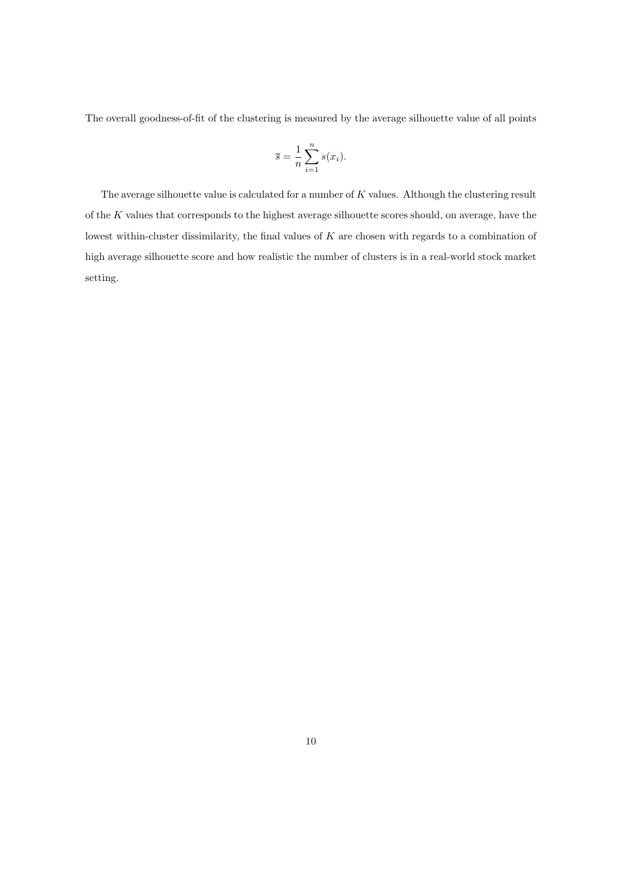The overall goodness-of-fit of the clustering is measured by the average silhouette value of all points

$$\overline{s} = \frac{1}{n} \sum_{i=1}^{n} s(x_i).$$

The average silhouette value is calculated for a number of $K$ values. Although the clustering result of the $K$ values that corresponds to the highest average silhouette scores should, on average, have the lowest within-cluster dissimilarity, the final values of $K$ are chosen with regards to a combination of high average silhouette score and how realistic the number of clusters is in a real-world stock market setting.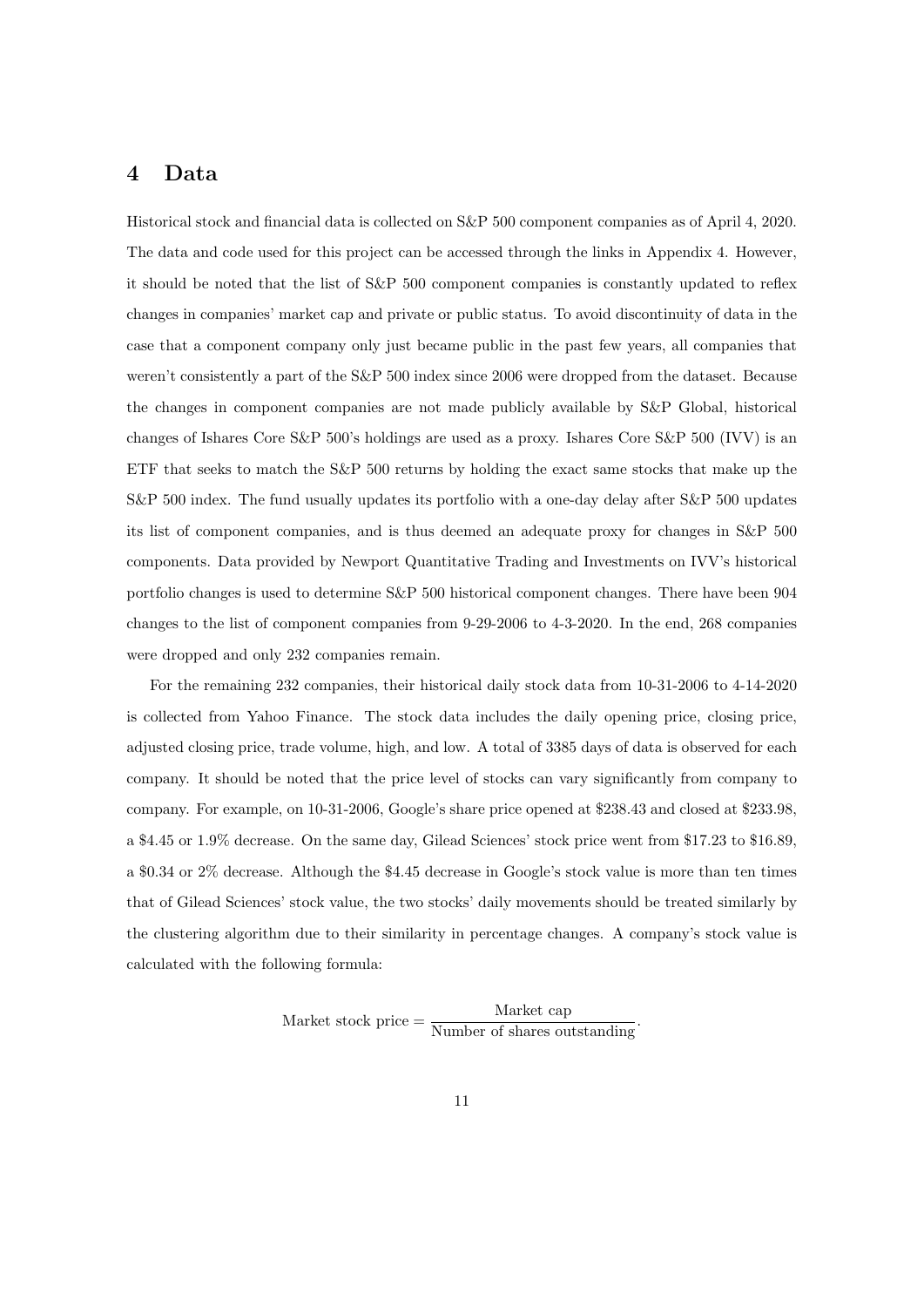## 4 Data

Historical stock and financial data is collected on S&P 500 component companies as of April 4, 2020. The data and code used for this project can be accessed through the links in Appendix 4. However, it should be noted that the list of S&P 500 component companies is constantly updated to reflex changes in companies' market cap and private or public status. To avoid discontinuity of data in the case that a component company only just became public in the past few years, all companies that weren't consistently a part of the S&P 500 index since 2006 were dropped from the dataset. Because the changes in component companies are not made publicly available by S&P Global, historical changes of Ishares Core S&P 500's holdings are used as a proxy. Ishares Core S&P 500 (IVV) is an ETF that seeks to match the S&P 500 returns by holding the exact same stocks that make up the S&P 500 index. The fund usually updates its portfolio with a one-day delay after S&P 500 updates its list of component companies, and is thus deemed an adequate proxy for changes in S&P 500 components. Data provided by Newport Quantitative Trading and Investments on IVV's historical portfolio changes is used to determine S&P 500 historical component changes. There have been 904 changes to the list of component companies from 9-29-2006 to 4-3-2020. In the end, 268 companies were dropped and only 232 companies remain.

For the remaining 232 companies, their historical daily stock data from 10-31-2006 to 4-14-2020 is collected from Yahoo Finance. The stock data includes the daily opening price, closing price, adjusted closing price, trade volume, high, and low. A total of 3385 days of data is observed for each company. It should be noted that the price level of stocks can vary significantly from company to company. For example, on 10-31-2006, Google's share price opened at \$238.43 and closed at \$233.98, a \$4.45 or 1.9% decrease. On the same day, Gilead Sciences' stock price went from \$17.23 to \$16.89, a \$0.34 or 2% decrease. Although the \$4.45 decrease in Google's stock value is more than ten times that of Gilead Sciences' stock value, the two stocks' daily movements should be treated similarly by the clustering algorithm due to their similarity in percentage changes. A company's stock value is calculated with the following formula:

$$\text{Market stock price} = \frac{\text{Market cap}}{\text{Number of shares outstanding}}.$$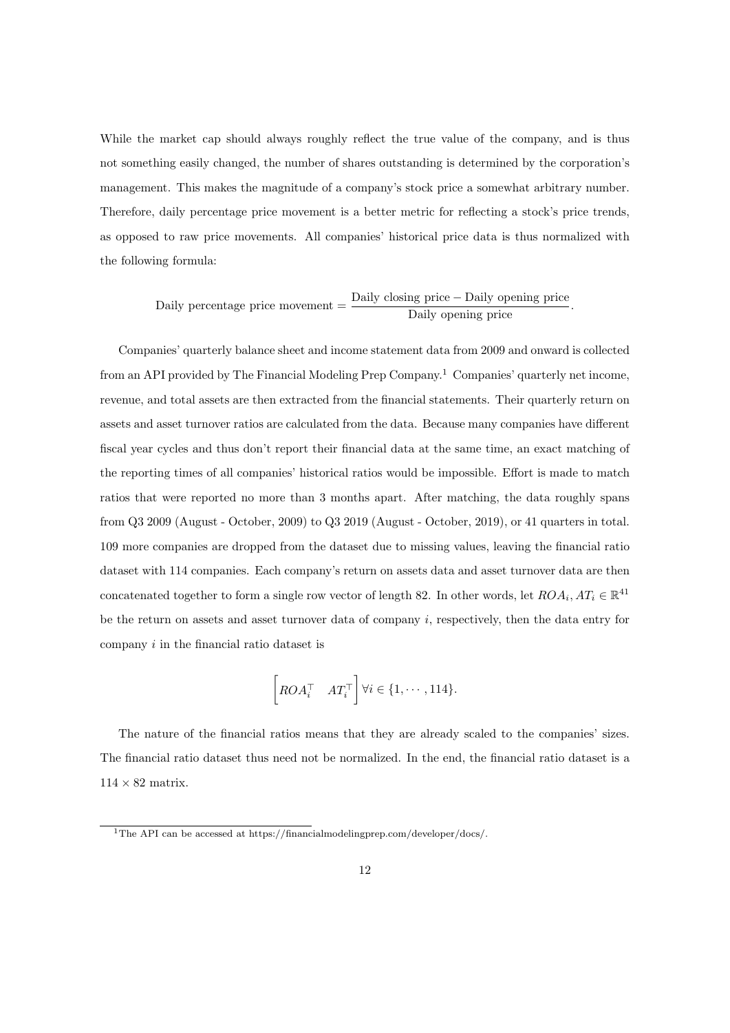While the market cap should always roughly reflect the true value of the company, and is thus not something easily changed, the number of shares outstanding is determined by the corporation's management. This makes the magnitude of a company's stock price a somewhat arbitrary number. Therefore, daily percentage price movement is a better metric for reflecting a stock's price trends, as opposed to raw price movements. All companies' historical price data is thus normalized with the following formula:

$$\text{Daily percentage price movement} = \frac{\text{Daily closing price} - \text{Daily opening price}}{\text{Daily opening price}}.$$

Companies' quarterly balance sheet and income statement data from 2009 and onward is collected from an API provided by The Financial Modeling Prep Company.[1] Companies' quarterly net income, revenue, and total assets are then extracted from the financial statements. Their quarterly return on assets and asset turnover ratios are calculated from the data. Because many companies have different fiscal year cycles and thus don't report their financial data at the same time, an exact matching of the reporting times of all companies' historical ratios would be impossible. Effort is made to match ratios that were reported no more than 3 months apart. After matching, the data roughly spans from Q3 2009 (August - October, 2009) to Q3 2019 (August - October, 2019), or 41 quarters in total. 109 more companies are dropped from the dataset due to missing values, leaving the financial ratio dataset with 114 companies. Each company's return on assets data and asset turnover data are then concatenated together to form a single row vector of length 82. In other words, let $ROA_i, AT_i \in \mathbb{R}^{41}$ be the return on assets and asset turnover data of company $i$, respectively, then the data entry for company $i$ in the financial ratio dataset is

$$\begin{bmatrix} ROA_i^\top & AT_i^\top \end{bmatrix} \forall i \in \{1, \cdots, 114\}.$$

The nature of the financial ratios means that they are already scaled to the companies' sizes. The financial ratio dataset thus need not be normalized. In the end, the financial ratio dataset is a $114 \times 82$ matrix.

[1] The API can be accessed at https://financialmodelingprep.com/developer/docs/.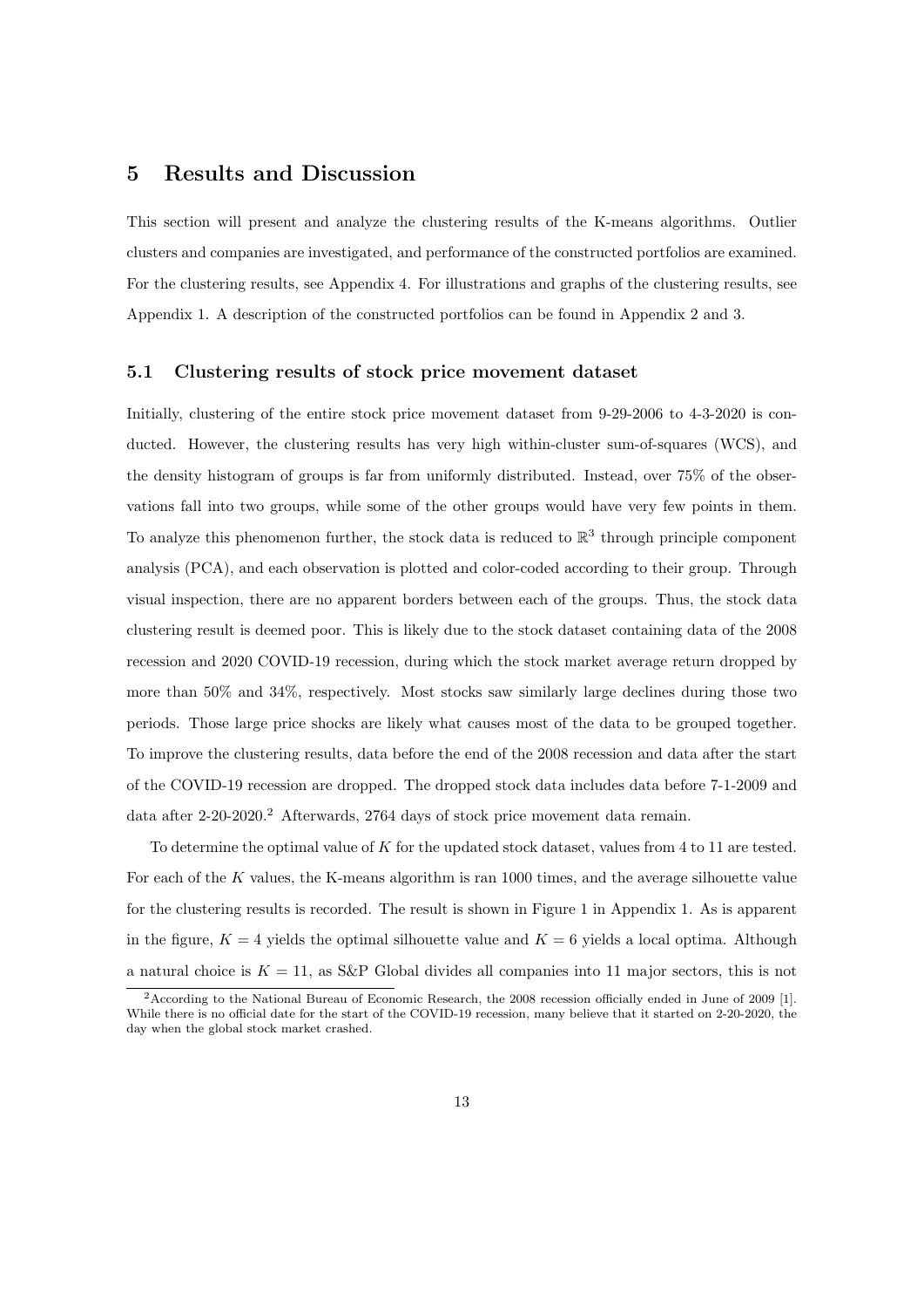# 5 Results and Discussion

This section will present and analyze the clustering results of the K-means algorithms. Outlier clusters and companies are investigated, and performance of the constructed portfolios are examined. For the clustering results, see Appendix 4. For illustrations and graphs of the clustering results, see Appendix 1. A description of the constructed portfolios can be found in Appendix 2 and 3.

## 5.1 Clustering results of stock price movement dataset

Initially, clustering of the entire stock price movement dataset from 9-29-2006 to 4-3-2020 is conducted. However, the clustering results has very high within-cluster sum-of-squares (WCS), and the density histogram of groups is far from uniformly distributed. Instead, over 75% of the observations fall into two groups, while some of the other groups would have very few points in them. To analyze this phenomenon further, the stock data is reduced to $\mathbb{R}^3$ through principle component analysis (PCA), and each observation is plotted and color-coded according to their group. Through visual inspection, there are no apparent borders between each of the groups. Thus, the stock data clustering result is deemed poor. This is likely due to the stock dataset containing data of the 2008 recession and 2020 COVID-19 recession, during which the stock market average return dropped by more than 50% and 34%, respectively. Most stocks saw similarly large declines during those two periods. Those large price shocks are likely what causes most of the data to be grouped together. To improve the clustering results, data before the end of the 2008 recession and data after the start of the COVID-19 recession are dropped. The dropped stock data includes data before 7-1-2009 and data after 2-20-2020.[2] Afterwards, 2764 days of stock price movement data remain.

To determine the optimal value of $K$ for the updated stock dataset, values from 4 to 11 are tested. For each of the $K$ values, the K-means algorithm is ran 1000 times, and the average silhouette value for the clustering results is recorded. The result is shown in Figure 1 in Appendix 1. As is apparent in the figure, $K = 4$ yields the optimal silhouette value and $K = 6$ yields a local optima. Although a natural choice is $K = 11$, as S&P Global divides all companies into 11 major sectors, this is not

[2] According to the National Bureau of Economic Research, the 2008 recession officially ended in June of 2009 [1]. While there is no official date for the start of the COVID-19 recession, many believe that it started on 2-20-2020, the day when the global stock market crashed.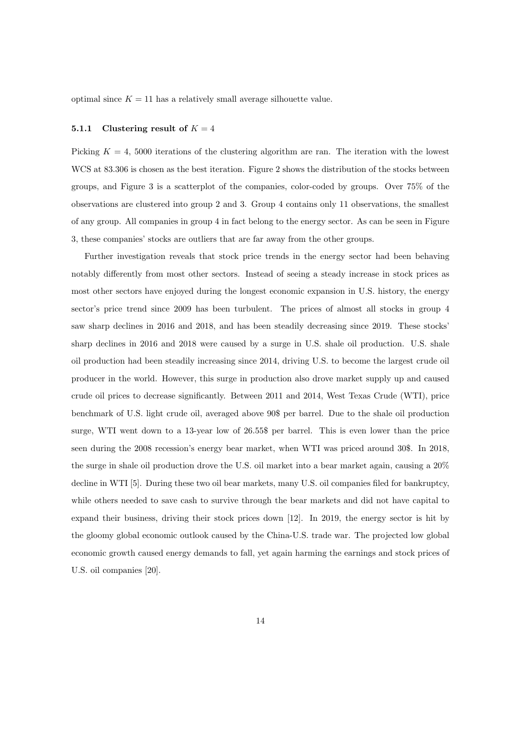optimal since $K = 11$ has a relatively small average silhouette value.

#### 5.1.1 Clustering result of $K = 4$

Picking $K = 4$, 5000 iterations of the clustering algorithm are ran. The iteration with the lowest WCS at 83.306 is chosen as the best iteration. Figure 2 shows the distribution of the stocks between groups, and Figure 3 is a scatterplot of the companies, color-coded by groups. Over 75% of the observations are clustered into group 2 and 3. Group 4 contains only 11 observations, the smallest of any group. All companies in group 4 in fact belong to the energy sector. As can be seen in Figure 3, these companies' stocks are outliers that are far away from the other groups.

Further investigation reveals that stock price trends in the energy sector had been behaving notably differently from most other sectors. Instead of seeing a steady increase in stock prices as most other sectors have enjoyed during the longest economic expansion in U.S. history, the energy sector's price trend since 2009 has been turbulent. The prices of almost all stocks in group 4 saw sharp declines in 2016 and 2018, and has been steadily decreasing since 2019. These stocks' sharp declines in 2016 and 2018 were caused by a surge in U.S. shale oil production. U.S. shale oil production had been steadily increasing since 2014, driving U.S. to become the largest crude oil producer in the world. However, this surge in production also drove market supply up and caused crude oil prices to decrease significantly. Between 2011 and 2014, West Texas Crude (WTI), price benchmark of U.S. light crude oil, averaged above 90$ per barrel. Due to the shale oil production surge, WTI went down to a 13-year low of 26.55$ per barrel. This is even lower than the price seen during the 2008 recession's energy bear market, when WTI was priced around 30$. In 2018, the surge in shale oil production drove the U.S. oil market into a bear market again, causing a 20% decline in WTI [5]. During these two oil bear markets, many U.S. oil companies filed for bankruptcy, while others needed to save cash to survive through the bear markets and did not have capital to expand their business, driving their stock prices down [12]. In 2019, the energy sector is hit by the gloomy global economic outlook caused by the China-U.S. trade war. The projected low global economic growth caused energy demands to fall, yet again harming the earnings and stock prices of U.S. oil companies [20].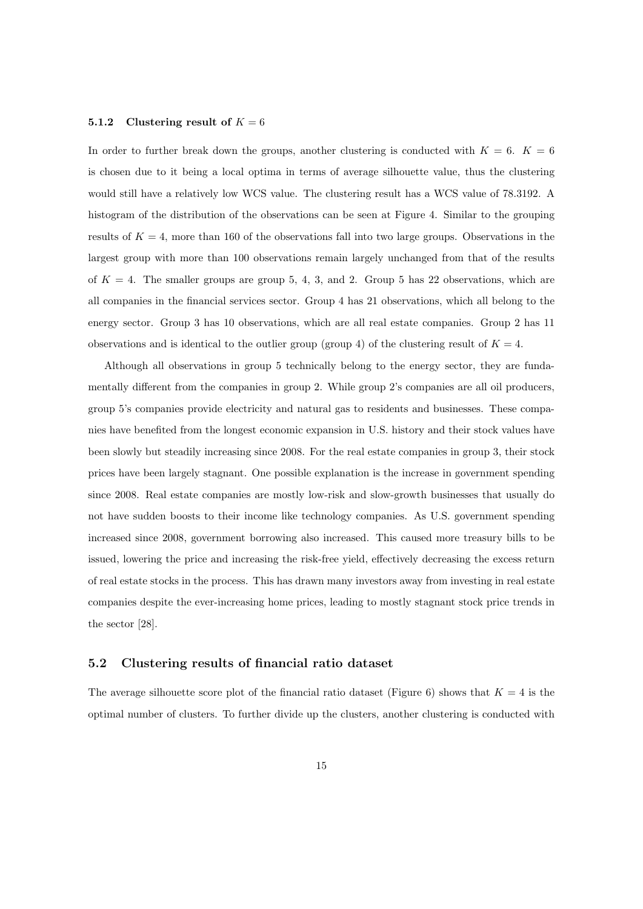#### 5.1.2 Clustering result of $K = 6$

In order to further break down the groups, another clustering is conducted with $K = 6$. $K = 6$ is chosen due to it being a local optima in terms of average silhouette value, thus the clustering would still have a relatively low WCS value. The clustering result has a WCS value of 78.3192. A histogram of the distribution of the observations can be seen at Figure 4. Similar to the grouping results of $K = 4$, more than 160 of the observations fall into two large groups. Observations in the largest group with more than 100 observations remain largely unchanged from that of the results of $K = 4$. The smaller groups are group 5, 4, 3, and 2. Group 5 has 22 observations, which are all companies in the financial services sector. Group 4 has 21 observations, which all belong to the energy sector. Group 3 has 10 observations, which are all real estate companies. Group 2 has 11 observations and is identical to the outlier group (group 4) of the clustering result of $K = 4$.

Although all observations in group 5 technically belong to the energy sector, they are fundamentally different from the companies in group 2. While group 2's companies are all oil producers, group 5's companies provide electricity and natural gas to residents and businesses. These companies have benefited from the longest economic expansion in U.S. history and their stock values have been slowly but steadily increasing since 2008. For the real estate companies in group 3, their stock prices have been largely stagnant. One possible explanation is the increase in government spending since 2008. Real estate companies are mostly low-risk and slow-growth businesses that usually do not have sudden boosts to their income like technology companies. As U.S. government spending increased since 2008, government borrowing also increased. This caused more treasury bills to be issued, lowering the price and increasing the risk-free yield, effectively decreasing the excess return of real estate stocks in the process. This has drawn many investors away from investing in real estate companies despite the ever-increasing home prices, leading to mostly stagnant stock price trends in the sector [28].

### 5.2 Clustering results of financial ratio dataset

The average silhouette score plot of the financial ratio dataset (Figure 6) shows that $K = 4$ is the optimal number of clusters. To further divide up the clusters, another clustering is conducted with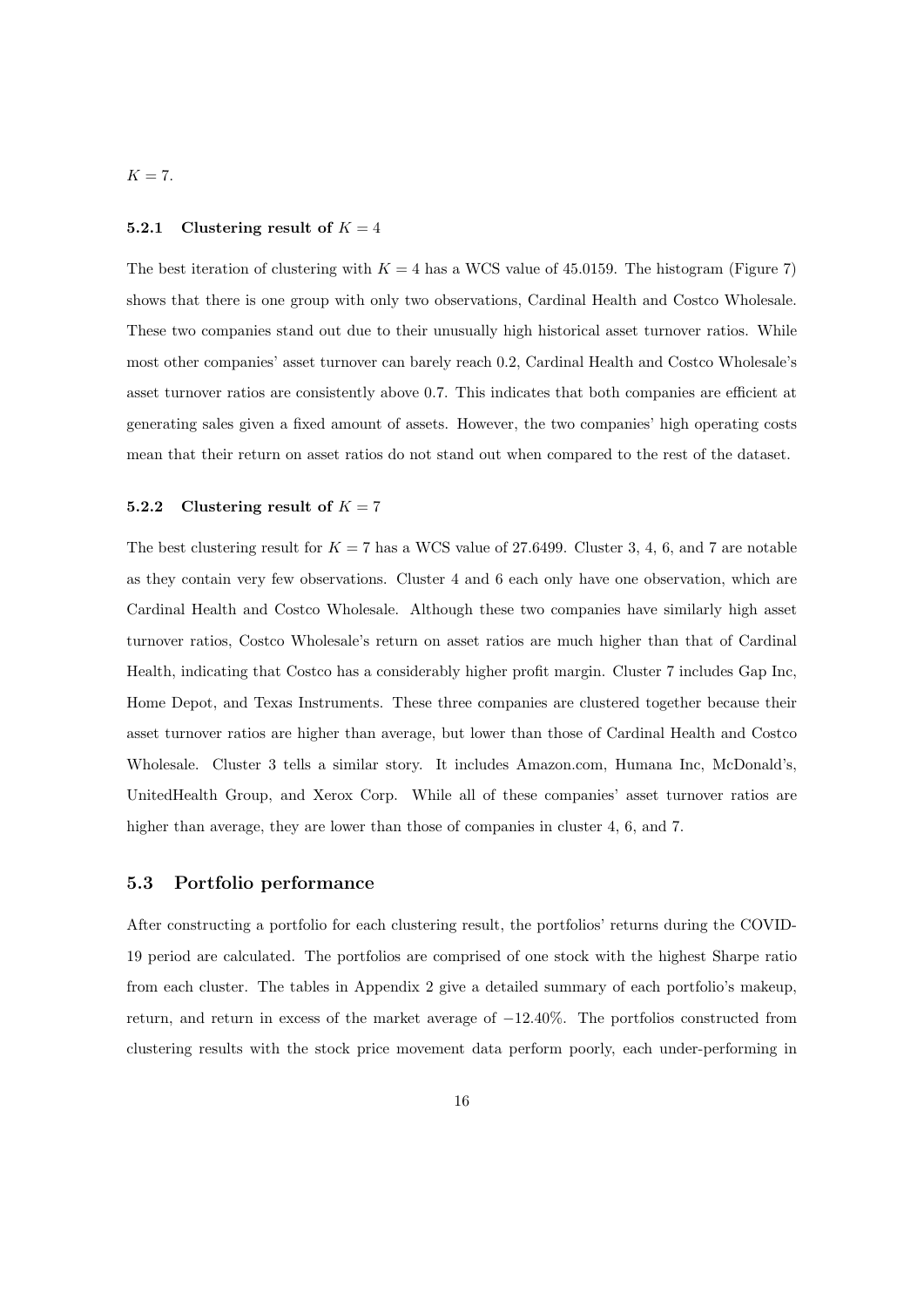$K = 7$.

#### 5.2.1 Clustering result of $K = 4$

The best iteration of clustering with $K = 4$ has a WCS value of 45.0159. The histogram (Figure 7) shows that there is one group with only two observations, Cardinal Health and Costco Wholesale. These two companies stand out due to their unusually high historical asset turnover ratios. While most other companies' asset turnover can barely reach 0.2, Cardinal Health and Costco Wholesale's asset turnover ratios are consistently above 0.7. This indicates that both companies are efficient at generating sales given a fixed amount of assets. However, the two companies' high operating costs mean that their return on asset ratios do not stand out when compared to the rest of the dataset.

#### 5.2.2 Clustering result of $K = 7$

The best clustering result for $K = 7$ has a WCS value of 27.6499. Cluster 3, 4, 6, and 7 are notable as they contain very few observations. Cluster 4 and 6 each only have one observation, which are Cardinal Health and Costco Wholesale. Although these two companies have similarly high asset turnover ratios, Costco Wholesale's return on asset ratios are much higher than that of Cardinal Health, indicating that Costco has a considerably higher profit margin. Cluster 7 includes Gap Inc, Home Depot, and Texas Instruments. These three companies are clustered together because their asset turnover ratios are higher than average, but lower than those of Cardinal Health and Costco Wholesale. Cluster 3 tells a similar story. It includes Amazon.com, Humana Inc, McDonald's, UnitedHealth Group, and Xerox Corp. While all of these companies' asset turnover ratios are higher than average, they are lower than those of companies in cluster 4, 6, and 7.

### 5.3 Portfolio performance

After constructing a portfolio for each clustering result, the portfolios' returns during the COVID-19 period are calculated. The portfolios are comprised of one stock with the highest Sharpe ratio from each cluster. The tables in Appendix 2 give a detailed summary of each portfolio's makeup, return, and return in excess of the market average of $-12.40\%$. The portfolios constructed from clustering results with the stock price movement data perform poorly, each under-performing in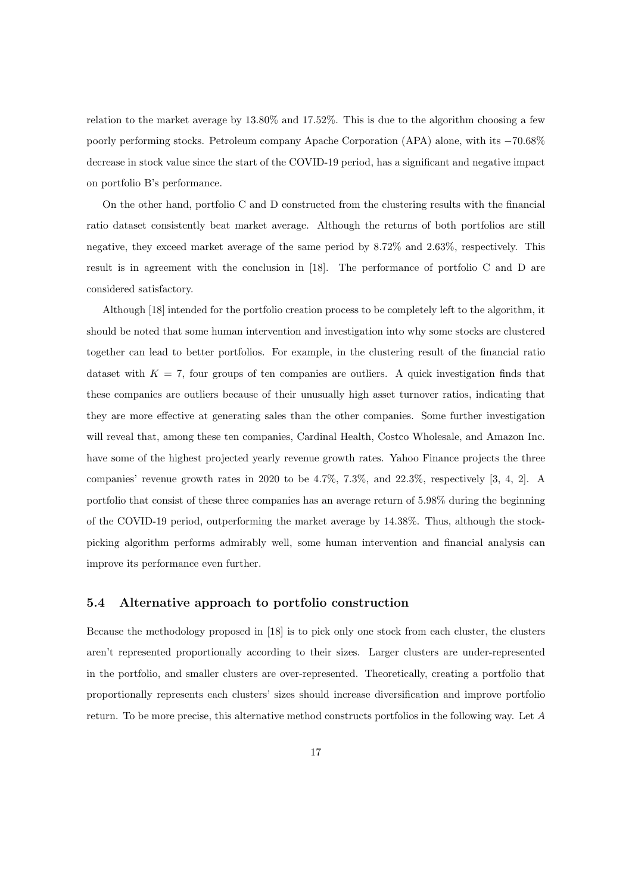relation to the market average by 13.80% and 17.52%. This is due to the algorithm choosing a few poorly performing stocks. Petroleum company Apache Corporation (APA) alone, with its −70.68% decrease in stock value since the start of the COVID-19 period, has a significant and negative impact on portfolio B's performance.

On the other hand, portfolio C and D constructed from the clustering results with the financial ratio dataset consistently beat market average. Although the returns of both portfolios are still negative, they exceed market average of the same period by 8.72% and 2.63%, respectively. This result is in agreement with the conclusion in [18]. The performance of portfolio C and D are considered satisfactory.

Although [18] intended for the portfolio creation process to be completely left to the algorithm, it should be noted that some human intervention and investigation into why some stocks are clustered together can lead to better portfolios. For example, in the clustering result of the financial ratio dataset with $K = 7$, four groups of ten companies are outliers. A quick investigation finds that these companies are outliers because of their unusually high asset turnover ratios, indicating that they are more effective at generating sales than the other companies. Some further investigation will reveal that, among these ten companies, Cardinal Health, Costco Wholesale, and Amazon Inc. have some of the highest projected yearly revenue growth rates. Yahoo Finance projects the three companies' revenue growth rates in 2020 to be 4.7%, 7.3%, and 22.3%, respectively [3, 4, 2]. A portfolio that consist of these three companies has an average return of 5.98% during the beginning of the COVID-19 period, outperforming the market average by 14.38%. Thus, although the stock-picking algorithm performs admirably well, some human intervention and financial analysis can improve its performance even further.

### 5.4 Alternative approach to portfolio construction

Because the methodology proposed in [18] is to pick only one stock from each cluster, the clusters aren't represented proportionally according to their sizes. Larger clusters are under-represented in the portfolio, and smaller clusters are over-represented. Theoretically, creating a portfolio that proportionally represents each clusters' sizes should increase diversification and improve portfolio return. To be more precise, this alternative method constructs portfolios in the following way. Let $A$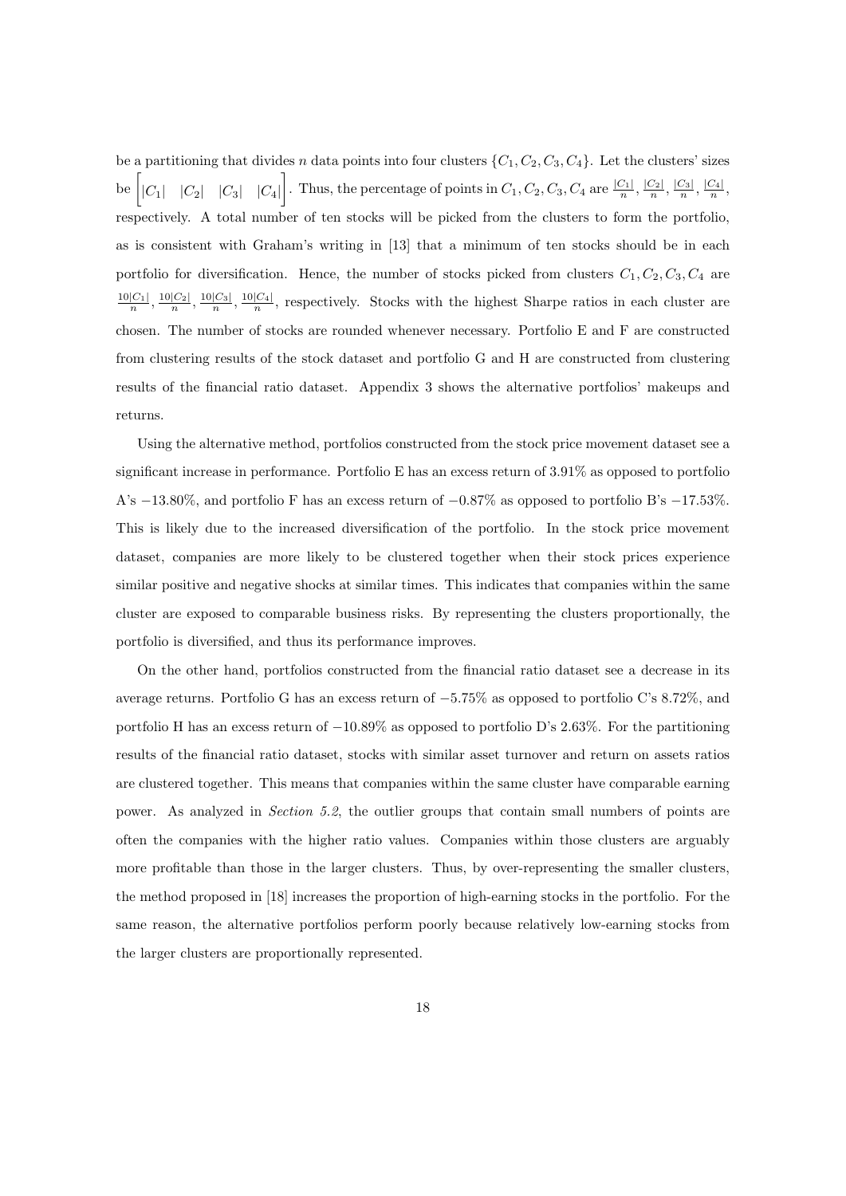be a partitioning that divides $n$ data points into four clusters $\{C_1, C_2, C_3, C_4\}$. Let the clusters' sizes be $\begin{bmatrix} |C_1| & |C_2| & |C_3| & |C_4| \end{bmatrix}$. Thus, the percentage of points in $C_1, C_2, C_3, C_4$ are $\frac{|C_1|}{n}$, $\frac{|C_2|}{n}$, $\frac{|C_3|}{n}$, $\frac{|C_4|}{n}$, respectively. A total number of ten stocks will be picked from the clusters to form the portfolio, as is consistent with Graham's writing in [13] that a minimum of ten stocks should be in each portfolio for diversification. Hence, the number of stocks picked from clusters $C_1, C_2, C_3, C_4$ are $\frac{10|C_1|}{n}$, $\frac{10|C_2|}{n}$, $\frac{10|C_3|}{n}$, $\frac{10|C_4|}{n}$, respectively. Stocks with the highest Sharpe ratios in each cluster are chosen. The number of stocks are rounded whenever necessary. Portfolio E and F are constructed from clustering results of the stock dataset and portfolio G and H are constructed from clustering results of the financial ratio dataset. Appendix 3 shows the alternative portfolios' makeups and returns.

Using the alternative method, portfolios constructed from the stock price movement dataset see a significant increase in performance. Portfolio E has an excess return of 3.91% as opposed to portfolio A's −13.80%, and portfolio F has an excess return of −0.87% as opposed to portfolio B's −17.53%. This is likely due to the increased diversification of the portfolio. In the stock price movement dataset, companies are more likely to be clustered together when their stock prices experience similar positive and negative shocks at similar times. This indicates that companies within the same cluster are exposed to comparable business risks. By representing the clusters proportionally, the portfolio is diversified, and thus its performance improves.

On the other hand, portfolios constructed from the financial ratio dataset see a decrease in its average returns. Portfolio G has an excess return of −5.75% as opposed to portfolio C's 8.72%, and portfolio H has an excess return of −10.89% as opposed to portfolio D's 2.63%. For the partitioning results of the financial ratio dataset, stocks with similar asset turnover and return on assets ratios are clustered together. This means that companies within the same cluster have comparable earning power. As analyzed in *Section 5.2*, the outlier groups that contain small numbers of points are often the companies with the higher ratio values. Companies within those clusters are arguably more profitable than those in the larger clusters. Thus, by over-representing the smaller clusters, the method proposed in [18] increases the proportion of high-earning stocks in the portfolio. For the same reason, the alternative portfolios perform poorly because relatively low-earning stocks from the larger clusters are proportionally represented.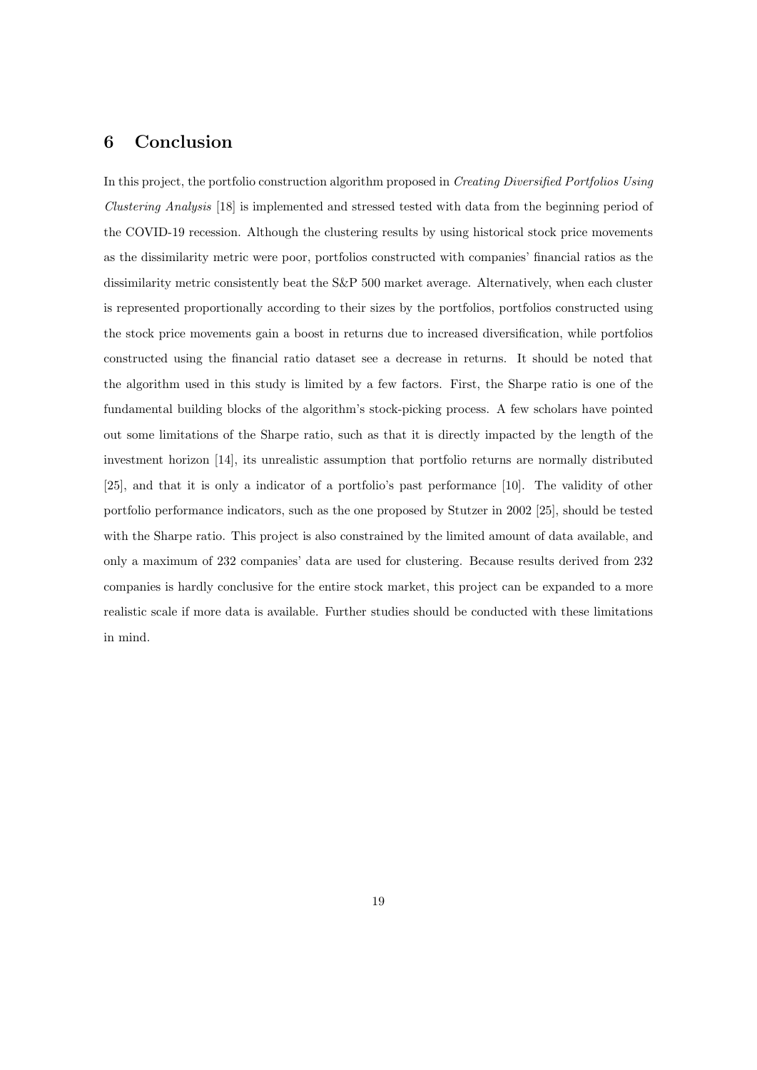## 6 Conclusion

In this project, the portfolio construction algorithm proposed in *Creating Diversified Portfolios Using Clustering Analysis* [18] is implemented and stressed tested with data from the beginning period of the COVID-19 recession. Although the clustering results by using historical stock price movements as the dissimilarity metric were poor, portfolios constructed with companies' financial ratios as the dissimilarity metric consistently beat the S&P 500 market average. Alternatively, when each cluster is represented proportionally according to their sizes by the portfolios, portfolios constructed using the stock price movements gain a boost in returns due to increased diversification, while portfolios constructed using the financial ratio dataset see a decrease in returns. It should be noted that the algorithm used in this study is limited by a few factors. First, the Sharpe ratio is one of the fundamental building blocks of the algorithm's stock-picking process. A few scholars have pointed out some limitations of the Sharpe ratio, such as that it is directly impacted by the length of the investment horizon [14], its unrealistic assumption that portfolio returns are normally distributed [25], and that it is only a indicator of a portfolio's past performance [10]. The validity of other portfolio performance indicators, such as the one proposed by Stutzer in 2002 [25], should be tested with the Sharpe ratio. This project is also constrained by the limited amount of data available, and only a maximum of 232 companies' data are used for clustering. Because results derived from 232 companies is hardly conclusive for the entire stock market, this project can be expanded to a more realistic scale if more data is available. Further studies should be conducted with these limitations in mind.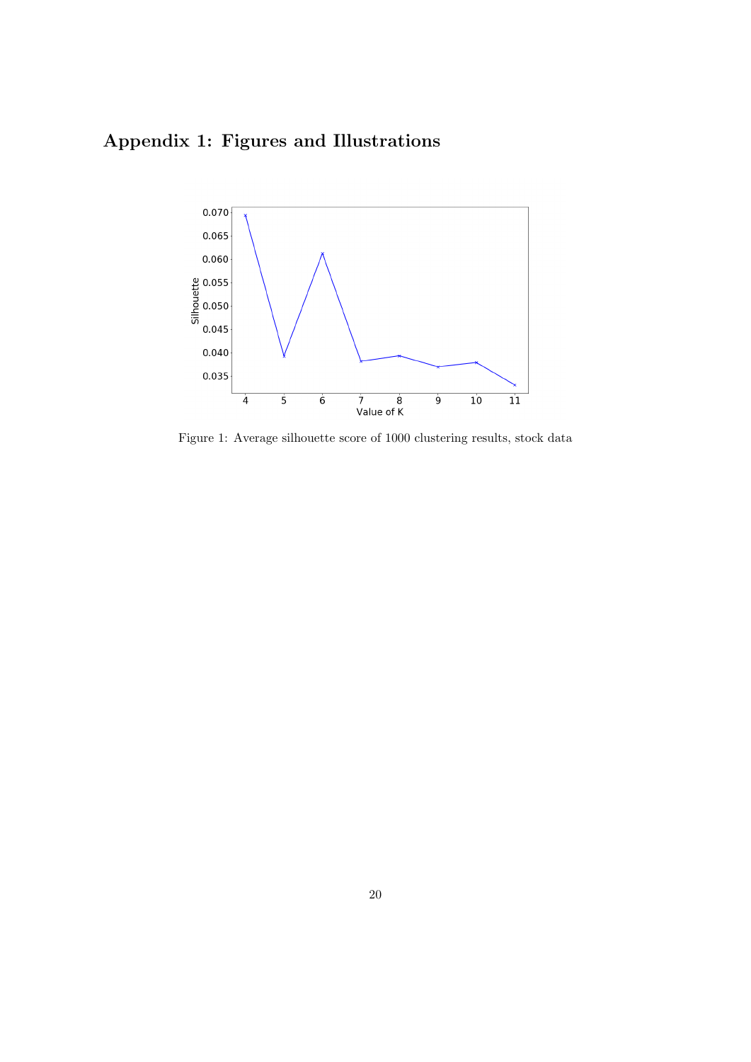# Appendix 1: Figures and Illustrations

Figure 1: Average silhouette score of 1000 clustering results, stock data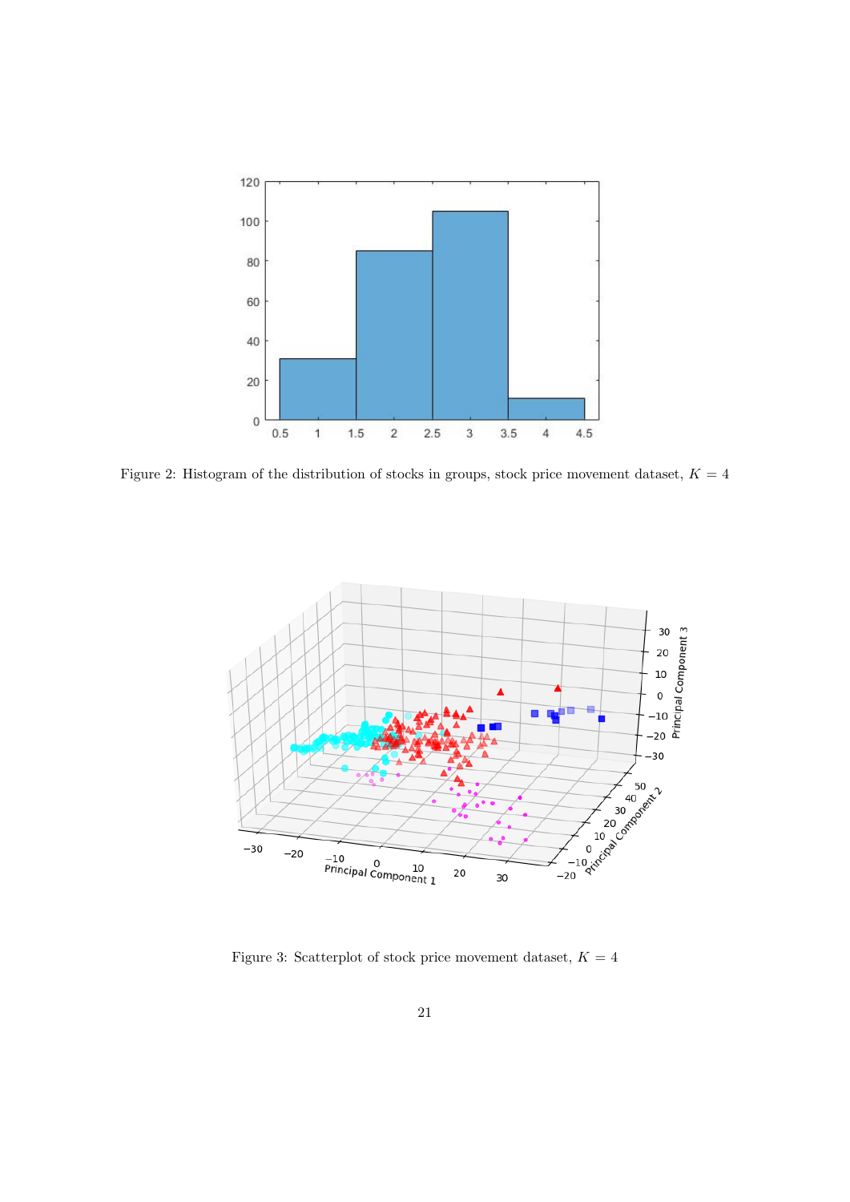Figure 2: Histogram of the distribution of stocks in groups, stock price movement dataset, $K = 4$

Figure 3: Scatterplot of stock price movement dataset, $K = 4$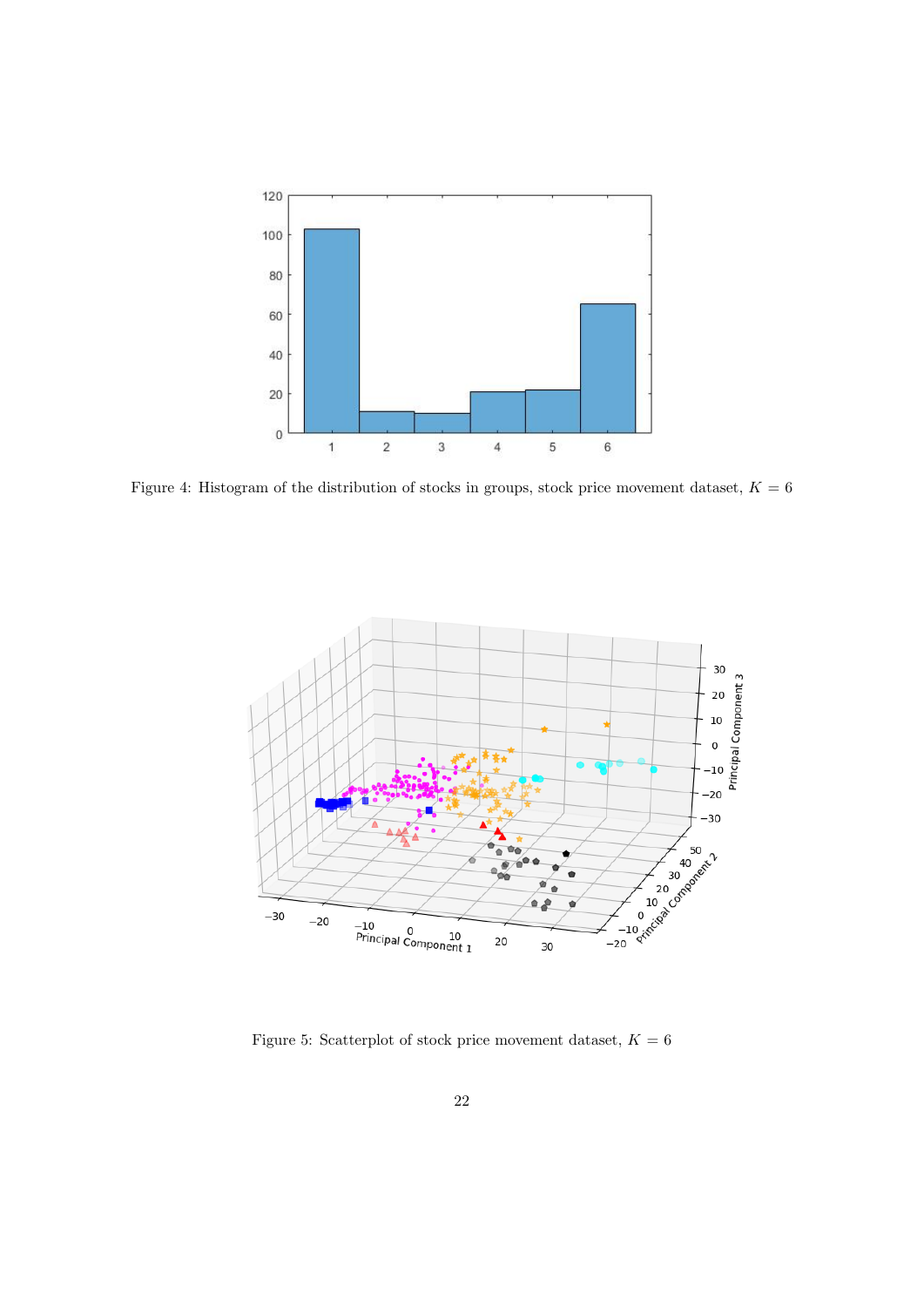Figure 4: Histogram of the distribution of stocks in groups, stock price movement dataset, $K = 6$

Figure 5: Scatterplot of stock price movement dataset, $K = 6$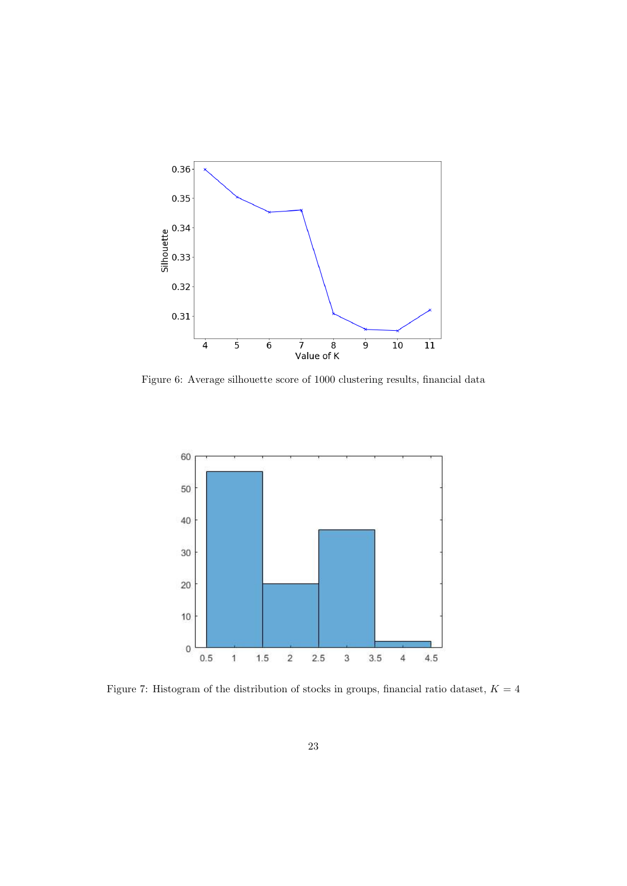Figure 6: Average silhouette score of 1000 clustering results, financial data

Figure 7: Histogram of the distribution of stocks in groups, financial ratio dataset, $K = 4$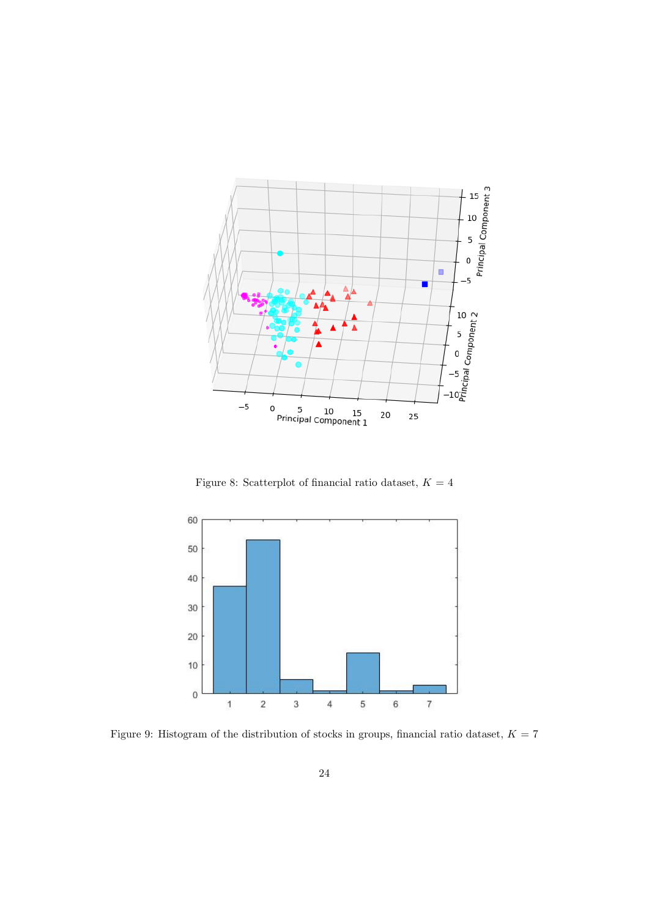Figure 8: Scatterplot of financial ratio dataset, $K = 4$

Figure 9: Histogram of the distribution of stocks in groups, financial ratio dataset, $K = 7$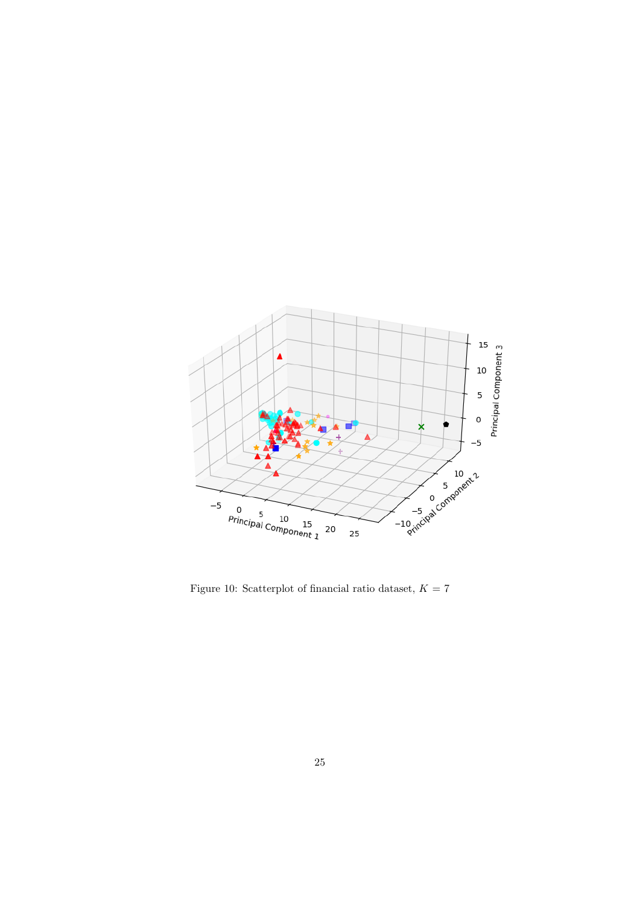Figure 10: Scatterplot of financial ratio dataset, $K = 7$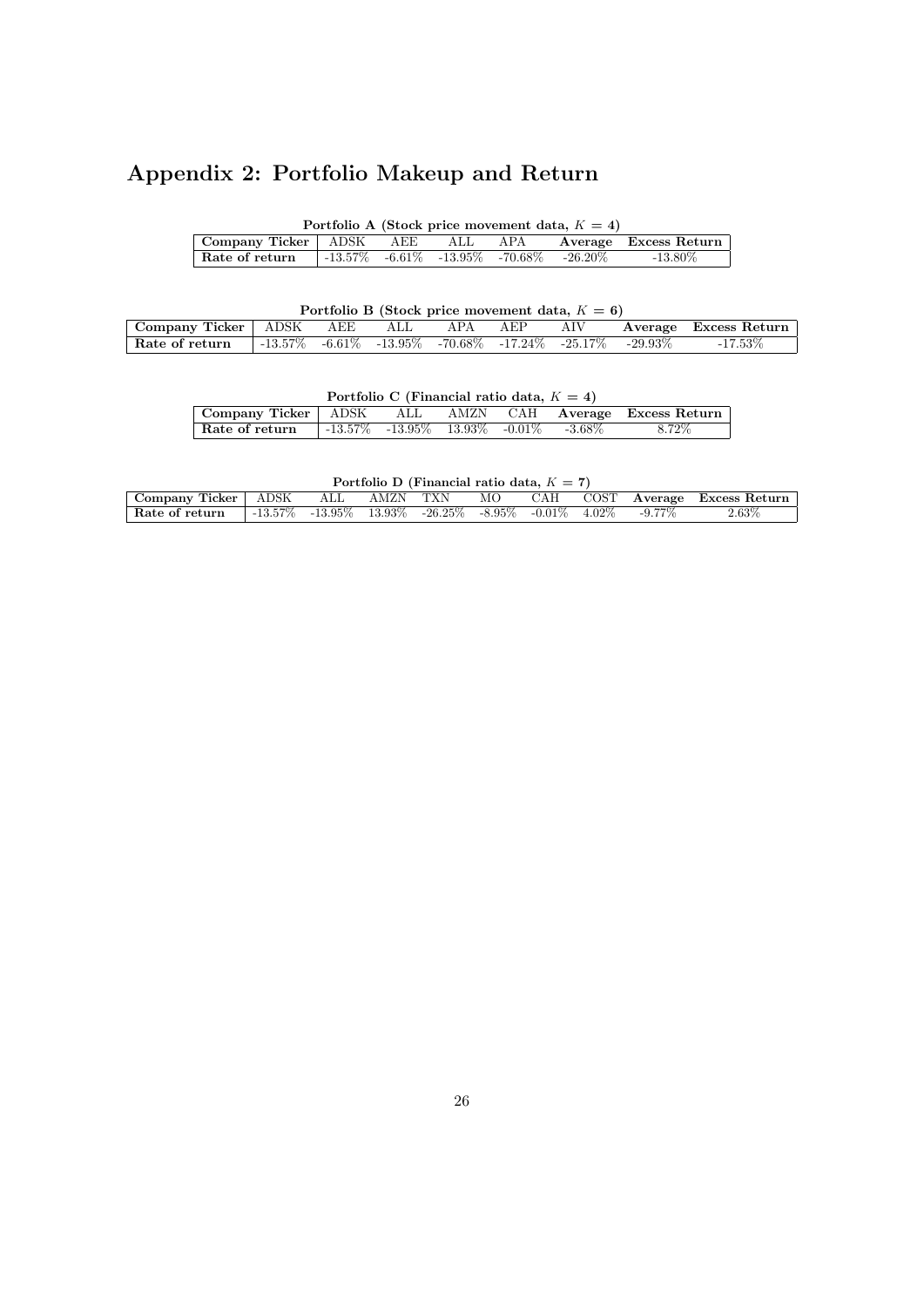# Appendix 2: Portfolio Makeup and Return

**Portfolio A (Stock price movement data, $K = 4$)**

| Company Ticker | ADSK | AEE | ALL | APA | Average | Excess Return |
|---|---|---|---|---|---|---|
| **Rate of return** | -13.57% | -6.61% | -13.95% | -70.68% | -26.20% | -13.80% |

**Portfolio B (Stock price movement data, $K = 6$)**

| Company Ticker | ADSK | AEE | ALL | APA | AEP | AIV | Average | Excess Return |
|---|---|---|---|---|---|---|---|---|
| **Rate of return** | -13.57% | -6.61% | -13.95% | -70.68% | -17.24% | -25.17% | -29.93% | -17.53% |

**Portfolio C (Financial ratio data, $K = 4$)**

| Company Ticker | ADSK | ALL | AMZN | CAH | Average | Excess Return |
|---|---|---|---|---|---|---|
| **Rate of return** | -13.57% | -13.95% | 13.93% | -0.01% | -3.68% | 8.72% |

**Portfolio D (Financial ratio data, $K = 7$)**

| Company Ticker | ADSK | ALL | AMZN | TXN | MO | CAH | COST | Average | Excess Return |
|---|---|---|---|---|---|---|---|---|---|
| **Rate of return** | -13.57% | -13.95% | 13.93% | -26.25% | -8.95% | -0.01% | 4.02% | -9.77% | 2.63% |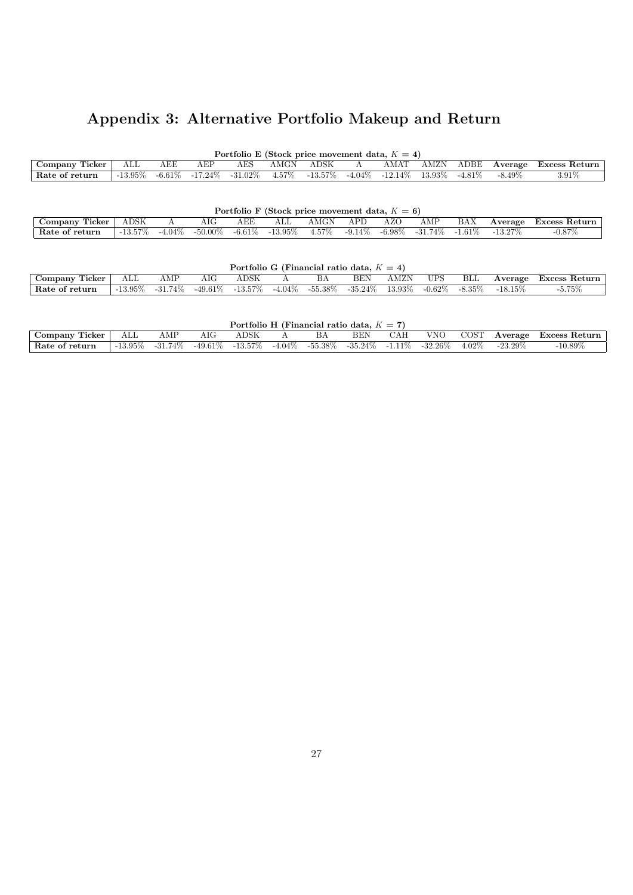# Appendix 3: Alternative Portfolio Makeup and Return

**Portfolio E (Stock price movement data, $K = 4$)**

| **Company Ticker** | ALL | AEE | AEP | AES | AMGN | ADSK | A | AMAT | AMZN | ADBE | **Average** | **Excess Return** |
|---|---|---|---|---|---|---|---|---|---|---|---|---|
| **Rate of return** | -13.95% | -6.61% | -17.24% | -31.02% | 4.57% | -13.57% | -4.04% | -12.14% | 13.93% | -4.81% | -8.49% | 3.91% |

**Portfolio F (Stock price movement data, $K = 6$)**

| **Company Ticker** | ADSK | A | AIG | AEE | ALL | AMGN | APD | AZO | AMP | BAX | **Average** | **Excess Return** |
|---|---|---|---|---|---|---|---|---|---|---|---|---|
| **Rate of return** | -13.57% | -4.04% | -50.00% | -6.61% | -13.95% | 4.57% | -9.14% | -6.98% | -31.74% | -1.61% | -13.27% | -0.87% |

**Portfolio G (Financial ratio data, $K = 4$)**

| **Company Ticker** | ALL | AMP | AIG | ADSK | A | BA | BEN | AMZN | UPS | BLL | **Average** | **Excess Return** |
|---|---|---|---|---|---|---|---|---|---|---|---|---|
| **Rate of return** | -13.95% | -31.74% | -49.61% | -13.57% | -4.04% | -55.38% | -35.24% | 13.93% | -0.62% | -8.35% | -18.15% | -5.75% |

**Portfolio H (Financial ratio data, $K = 7$)**

| **Company Ticker** | ALL | AMP | AIG | ADSK | A | BA | BEN | CAH | VNO | COST | **Average** | **Excess Return** |
|---|---|---|---|---|---|---|---|---|---|---|---|---|
| **Rate of return** | -13.95% | -31.74% | -49.61% | -13.57% | -4.04% | -55.38% | -35.24% | -1.11% | -32.26% | 4.02% | -23.29% | -10.89% |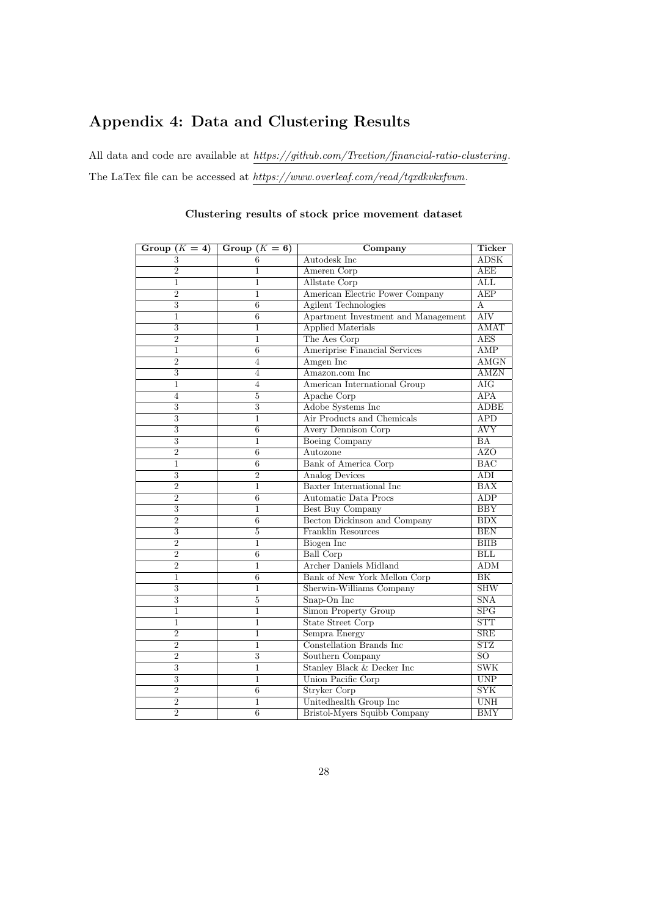# Appendix 4: Data and Clustering Results

All data and code are available at *https://github.com/Treetion/financial-ratio-clustering*. The LaTex file can be accessed at *https://www.overleaf.com/read/tqxdkvkxfvwn*.

**Clustering results of stock price movement dataset**

| Group ($K = 4$) | Group ($K = 6$) | Company | Ticker |
|---|---|---|---|
| 3 | 6 | Autodesk Inc | ADSK |
| 2 | 1 | Ameren Corp | AEE |
| 1 | 1 | Allstate Corp | ALL |
| 2 | 1 | American Electric Power Company | AEP |
| 3 | 6 | Agilent Technologies | A |
| 1 | 6 | Apartment Investment and Management | AIV |
| 3 | 1 | Applied Materials | AMAT |
| 2 | 1 | The Aes Corp | AES |
| 1 | 6 | Ameriprise Financial Services | AMP |
| 2 | 4 | Amgen Inc | AMGN |
| 3 | 4 | Amazon.com Inc | AMZN |
| 1 | 4 | American International Group | AIG |
| 4 | 5 | Apache Corp | APA |
| 3 | 3 | Adobe Systems Inc | ADBE |
| 3 | 1 | Air Products and Chemicals | APD |
| 3 | 6 | Avery Dennison Corp | AVY |
| 3 | 1 | Boeing Company | BA |
| 2 | 6 | Autozone | AZO |
| 1 | 6 | Bank of America Corp | BAC |
| 3 | 2 | Analog Devices | ADI |
| 2 | 1 | Baxter International Inc | BAX |
| 2 | 6 | Automatic Data Procs | ADP |
| 3 | 1 | Best Buy Company | BBY |
| 2 | 6 | Becton Dickinson and Company | BDX |
| 3 | 5 | Franklin Resources | BEN |
| 2 | 1 | Biogen Inc | BIIB |
| 2 | 6 | Ball Corp | BLL |
| 2 | 1 | Archer Daniels Midland | ADM |
| 1 | 6 | Bank of New York Mellon Corp | BK |
| 3 | 1 | Sherwin-Williams Company | SHW |
| 3 | 5 | Snap-On Inc | SNA |
| 1 | 1 | Simon Property Group | SPG |
| 1 | 1 | State Street Corp | STT |
| 2 | 1 | Sempra Energy | SRE |
| 2 | 1 | Constellation Brands Inc | STZ |
| 2 | 3 | Southern Company | SO |
| 3 | 1 | Stanley Black & Decker Inc | SWK |
| 3 | 1 | Union Pacific Corp | UNP |
| 2 | 6 | Stryker Corp | SYK |
| 2 | 1 | Unitedhealth Group Inc | UNH |
| 2 | 6 | Bristol-Myers Squibb Company | BMY |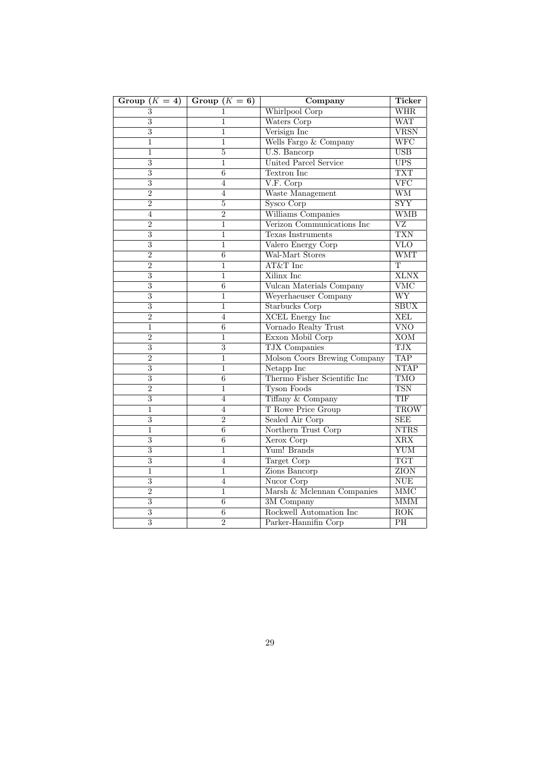| Group ($K = 4$) | Group ($K = 6$) | Company | Ticker |
|---|---|---|---|
| 3 | 1 | Whirlpool Corp | WHR |
| 3 | 1 | Waters Corp | WAT |
| 3 | 1 | Verisign Inc | VRSN |
| 1 | 1 | Wells Fargo & Company | WFC |
| 1 | 5 | U.S. Bancorp | USB |
| 3 | 1 | United Parcel Service | UPS |
| 3 | 6 | Textron Inc | TXT |
| 3 | 4 | V.F. Corp | VFC |
| 2 | 4 | Waste Management | WM |
| 2 | 5 | Sysco Corp | SYY |
| 4 | 2 | Williams Companies | WMB |
| 2 | 1 | Verizon Communications Inc | VZ |
| 3 | 1 | Texas Instruments | TXN |
| 3 | 1 | Valero Energy Corp | VLO |
| 2 | 6 | Wal-Mart Stores | WMT |
| 2 | 1 | AT&T Inc | T |
| 3 | 1 | Xilinx Inc | XLNX |
| 3 | 6 | Vulcan Materials Company | VMC |
| 3 | 1 | Weyerhaeuser Company | WY |
| 3 | 1 | Starbucks Corp | SBUX |
| 2 | 4 | XCEL Energy Inc | XEL |
| 1 | 6 | Vornado Realty Trust | VNO |
| 2 | 1 | Exxon Mobil Corp | XOM |
| 3 | 3 | TJX Companies | TJX |
| 2 | 1 | Molson Coors Brewing Company | TAP |
| 3 | 1 | Netapp Inc | NTAP |
| 3 | 6 | Thermo Fisher Scientific Inc | TMO |
| 2 | 1 | Tyson Foods | TSN |
| 3 | 4 | Tiffany & Company | TIF |
| 1 | 4 | T Rowe Price Group | TROW |
| 3 | 2 | Sealed Air Corp | SEE |
| 1 | 6 | Northern Trust Corp | NTRS |
| 3 | 6 | Xerox Corp | XRX |
| 3 | 1 | Yum! Brands | YUM |
| 3 | 4 | Target Corp | TGT |
| 1 | 1 | Zions Bancorp | ZION |
| 3 | 4 | Nucor Corp | NUE |
| 2 | 1 | Marsh & Mclennan Companies | MMC |
| 3 | 6 | 3M Company | MMM |
| 3 | 6 | Rockwell Automation Inc | ROK |
| 3 | 2 | Parker-Hannifin Corp | PH |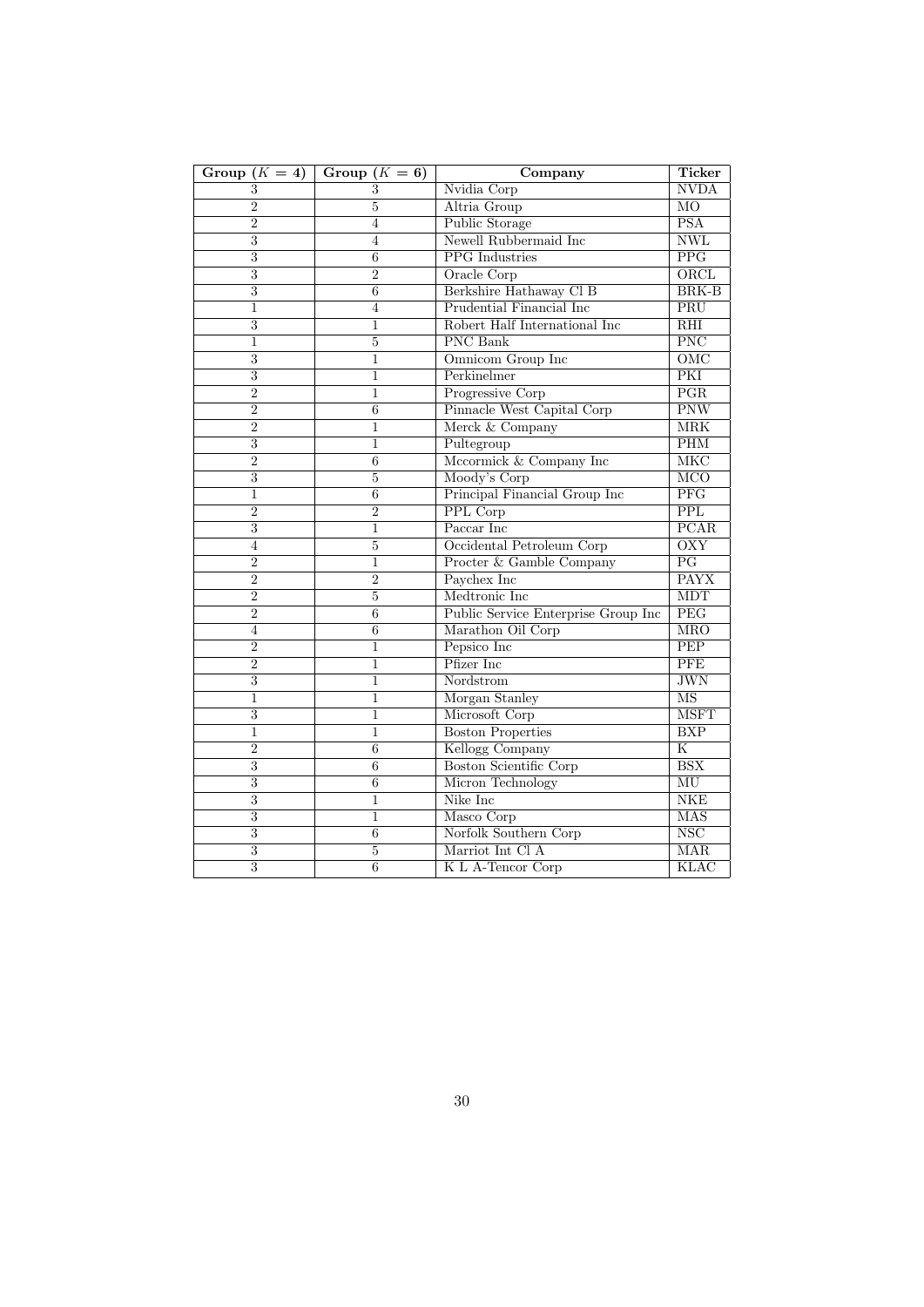| Group ($K = 4$) | Group ($K = 6$) | Company | Ticker |
|---|---|---|---|
| 3 | 3 | Nvidia Corp | NVDA |
| 2 | 5 | Altria Group | MO |
| 2 | 4 | Public Storage | PSA |
| 3 | 4 | Newell Rubbermaid Inc | NWL |
| 3 | 6 | PPG Industries | PPG |
| 3 | 2 | Oracle Corp | ORCL |
| 3 | 6 | Berkshire Hathaway Cl B | BRK-B |
| 1 | 4 | Prudential Financial Inc | PRU |
| 3 | 1 | Robert Half International Inc | RHI |
| 1 | 5 | PNC Bank | PNC |
| 3 | 1 | Omnicom Group Inc | OMC |
| 3 | 1 | Perkinelmer | PKI |
| 2 | 1 | Progressive Corp | PGR |
| 2 | 6 | Pinnacle West Capital Corp | PNW |
| 2 | 1 | Merck & Company | MRK |
| 3 | 1 | Pultegroup | PHM |
| 2 | 6 | Mccormick & Company Inc | MKC |
| 3 | 5 | Moody's Corp | MCO |
| 1 | 6 | Principal Financial Group Inc | PFG |
| 2 | 2 | PPL Corp | PPL |
| 3 | 1 | Paccar Inc | PCAR |
| 4 | 5 | Occidental Petroleum Corp | OXY |
| 2 | 1 | Procter & Gamble Company | PG |
| 2 | 2 | Paychex Inc | PAYX |
| 2 | 5 | Medtronic Inc | MDT |
| 2 | 6 | Public Service Enterprise Group Inc | PEG |
| 4 | 6 | Marathon Oil Corp | MRO |
| 2 | 1 | Pepsico Inc | PEP |
| 2 | 1 | Pfizer Inc | PFE |
| 3 | 1 | Nordstrom | JWN |
| 1 | 1 | Morgan Stanley | MS |
| 3 | 1 | Microsoft Corp | MSFT |
| 1 | 1 | Boston Properties | BXP |
| 2 | 6 | Kellogg Company | K |
| 3 | 6 | Boston Scientific Corp | BSX |
| 3 | 6 | Micron Technology | MU |
| 3 | 1 | Nike Inc | NKE |
| 3 | 1 | Masco Corp | MAS |
| 3 | 6 | Norfolk Southern Corp | NSC |
| 3 | 5 | Marriot Int Cl A | MAR |
| 3 | 6 | K L A-Tencor Corp | KLAC |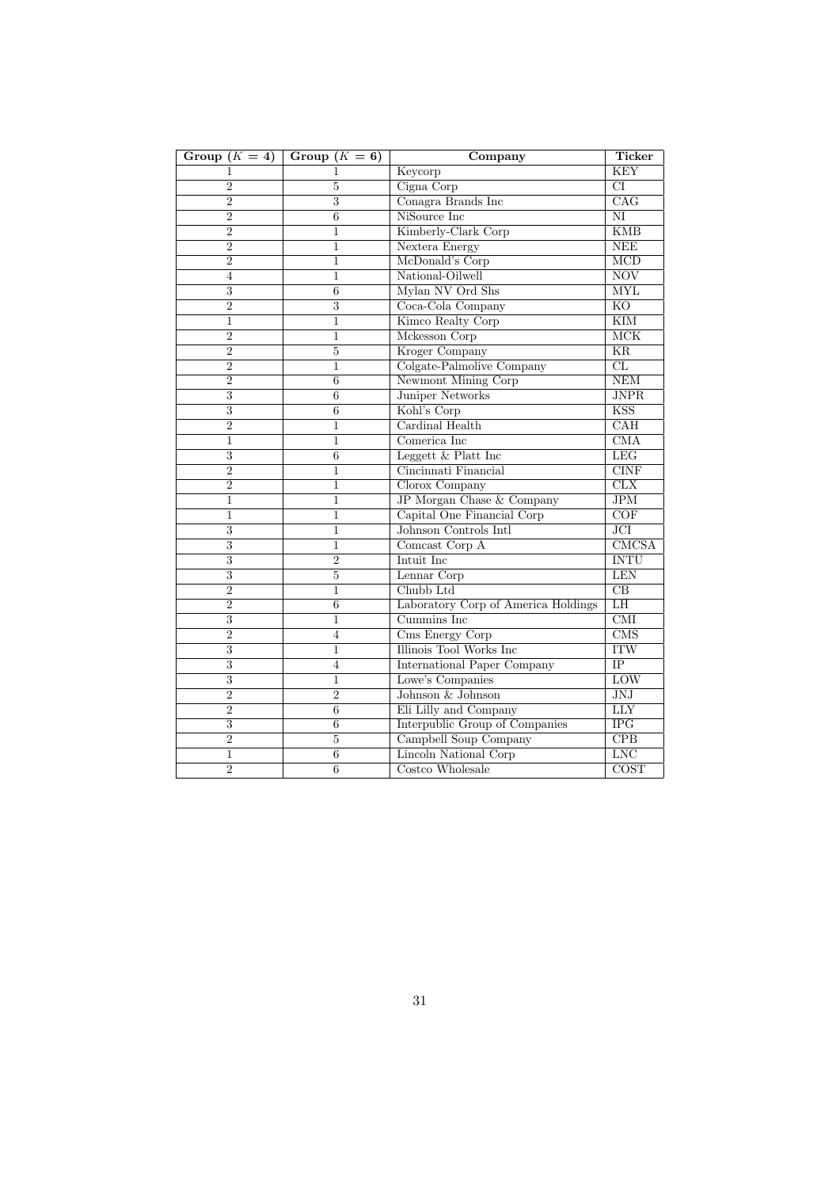| Group ($K = 4$) | Group ($K = 6$) | Company | Ticker |
|---|---|---|---|
| 1 | 1 | Keycorp | KEY |
| 2 | 5 | Cigna Corp | CI |
| 2 | 3 | Conagra Brands Inc | CAG |
| 2 | 6 | NiSource Inc | NI |
| 2 | 1 | Kimberly-Clark Corp | KMB |
| 2 | 1 | Nextera Energy | NEE |
| 2 | 1 | McDonald's Corp | MCD |
| 4 | 1 | National-Oilwell | NOV |
| 3 | 6 | Mylan NV Ord Shs | MYL |
| 2 | 3 | Coca-Cola Company | KO |
| 1 | 1 | Kimco Realty Corp | KIM |
| 2 | 1 | Mckesson Corp | MCK |
| 2 | 5 | Kroger Company | KR |
| 2 | 1 | Colgate-Palmolive Company | CL |
| 2 | 6 | Newmont Mining Corp | NEM |
| 3 | 6 | Juniper Networks | JNPR |
| 3 | 6 | Kohl's Corp | KSS |
| 2 | 1 | Cardinal Health | CAH |
| 1 | 1 | Comerica Inc | CMA |
| 3 | 6 | Leggett & Platt Inc | LEG |
| 2 | 1 | Cincinnati Financial | CINF |
| 2 | 1 | Clorox Company | CLX |
| 1 | 1 | JP Morgan Chase & Company | JPM |
| 1 | 1 | Capital One Financial Corp | COF |
| 3 | 1 | Johnson Controls Intl | JCI |
| 3 | 1 | Comcast Corp A | CMCSA |
| 3 | 2 | Intuit Inc | INTU |
| 3 | 5 | Lennar Corp | LEN |
| 2 | 1 | Chubb Ltd | CB |
| 2 | 6 | Laboratory Corp of America Holdings | LH |
| 3 | 1 | Cummins Inc | CMI |
| 2 | 4 | Cms Energy Corp | CMS |
| 3 | 1 | Illinois Tool Works Inc | ITW |
| 3 | 4 | International Paper Company | IP |
| 3 | 1 | Lowe's Companies | LOW |
| 2 | 2 | Johnson & Johnson | JNJ |
| 2 | 6 | Eli Lilly and Company | LLY |
| 3 | 6 | Interpublic Group of Companies | IPG |
| 2 | 5 | Campbell Soup Company | CPB |
| 1 | 6 | Lincoln National Corp | LNC |
| 2 | 6 | Costco Wholesale | COST |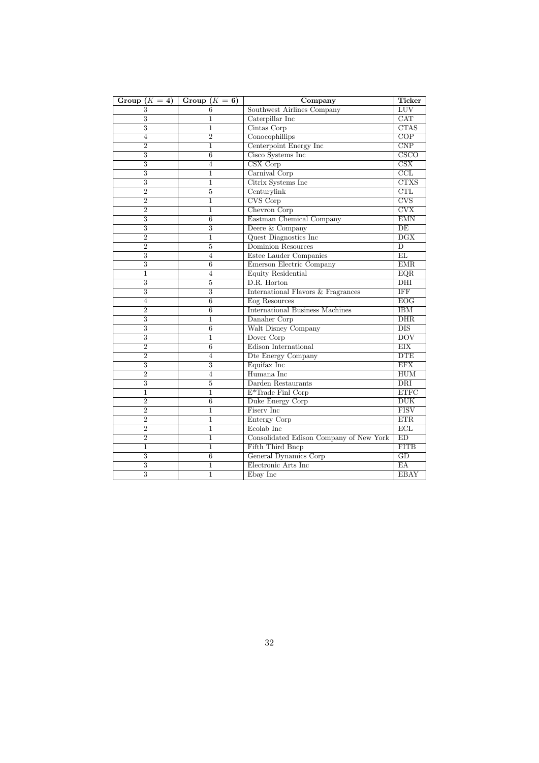| Group ($K = 4$) | Group ($K = 6$) | Company | Ticker |
|---|---|---|---|
| 3 | 6 | Southwest Airlines Company | LUV |
| 3 | 1 | Caterpillar Inc | CAT |
| 3 | 1 | Cintas Corp | CTAS |
| 4 | 2 | Conocophillips | COP |
| 2 | 1 | Centerpoint Energy Inc | CNP |
| 3 | 6 | Cisco Systems Inc | CSCO |
| 3 | 4 | CSX Corp | CSX |
| 3 | 1 | Carnival Corp | CCL |
| 3 | 1 | Citrix Systems Inc | CTXS |
| 2 | 5 | Centurylink | CTL |
| 2 | 1 | CVS Corp | CVS |
| 2 | 1 | Chevron Corp | CVX |
| 3 | 6 | Eastman Chemical Company | EMN |
| 3 | 3 | Deere & Company | DE |
| 2 | 1 | Quest Diagnostics Inc | DGX |
| 2 | 5 | Dominion Resources | D |
| 3 | 4 | Estee Lauder Companies | EL |
| 3 | 6 | Emerson Electric Company | EMR |
| 1 | 4 | Equity Residential | EQR |
| 3 | 5 | D.R. Horton | DHI |
| 3 | 3 | International Flavors & Fragrances | IFF |
| 4 | 6 | Eog Resources | EOG |
| 2 | 6 | International Business Machines | IBM |
| 3 | 1 | Danaher Corp | DHR |
| 3 | 6 | Walt Disney Company | DIS |
| 3 | 1 | Dover Corp | DOV |
| 2 | 6 | Edison International | EIX |
| 2 | 4 | Dte Energy Company | DTE |
| 3 | 3 | Equifax Inc | EFX |
| 2 | 4 | Humana Inc | HUM |
| 3 | 5 | Darden Restaurants | DRI |
| 1 | 1 | E*Trade Finl Corp | ETFC |
| 2 | 6 | Duke Energy Corp | DUK |
| 2 | 1 | Fiserv Inc | FISV |
| 2 | 1 | Entergy Corp | ETR |
| 2 | 1 | Ecolab Inc | ECL |
| 2 | 1 | Consolidated Edison Company of New York | ED |
| 1 | 1 | Fifth Third Bncp | FITB |
| 3 | 6 | General Dynamics Corp | GD |
| 3 | 1 | Electronic Arts Inc | EA |
| 3 | 1 | Ebay Inc | EBAY |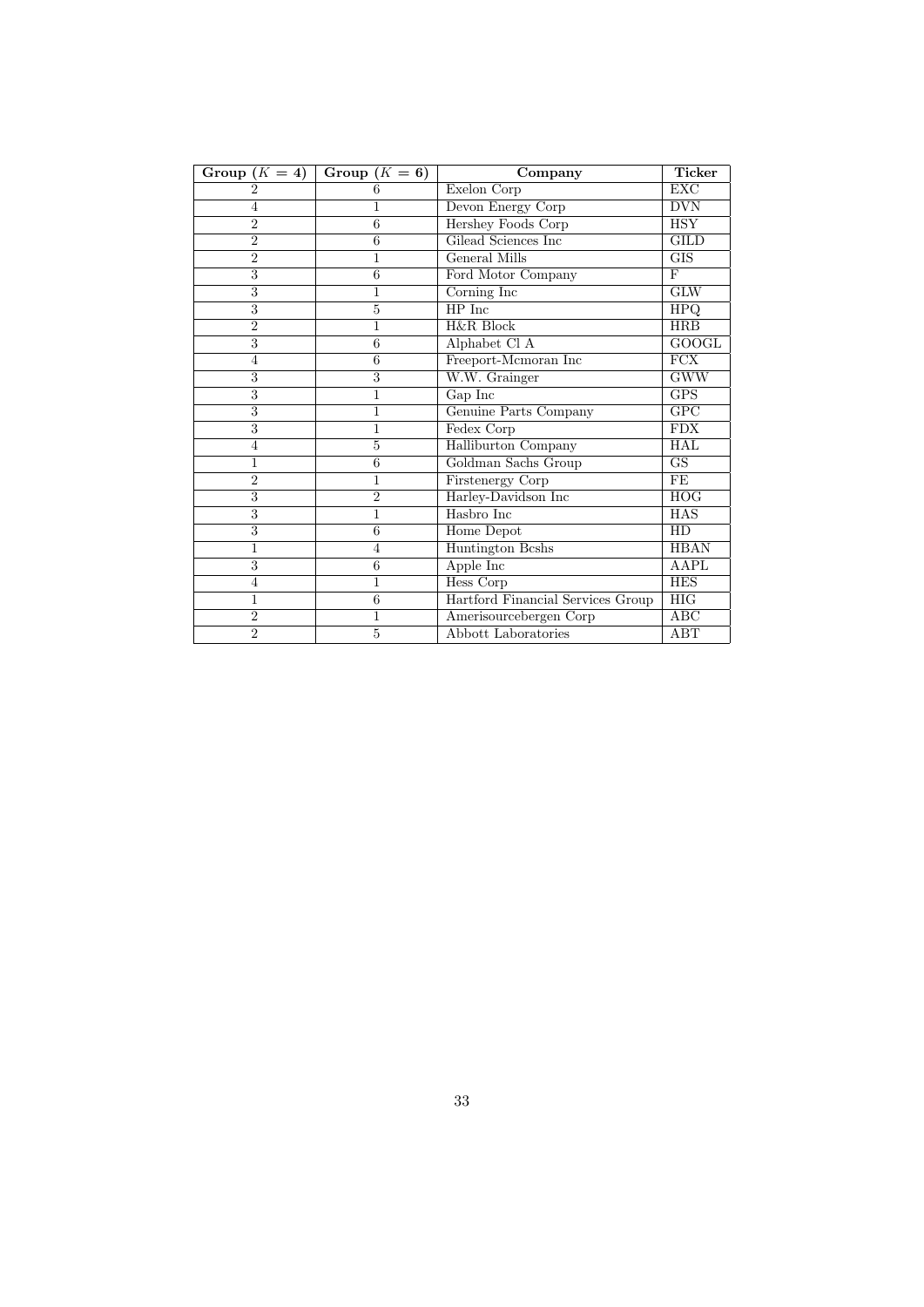| Group ($K = 4$) | Group ($K = 6$) | Company | Ticker |
|---|---|---|---|
| 2 | 6 | Exelon Corp | EXC |
| 4 | 1 | Devon Energy Corp | DVN |
| 2 | 6 | Hershey Foods Corp | HSY |
| 2 | 6 | Gilead Sciences Inc | GILD |
| 2 | 1 | General Mills | GIS |
| 3 | 6 | Ford Motor Company | F |
| 3 | 1 | Corning Inc | GLW |
| 3 | 5 | HP Inc | HPQ |
| 2 | 1 | H&R Block | HRB |
| 3 | 6 | Alphabet Cl A | GOOGL |
| 4 | 6 | Freeport-Mcmoran Inc | FCX |
| 3 | 3 | W.W. Grainger | GWW |
| 3 | 1 | Gap Inc | GPS |
| 3 | 1 | Genuine Parts Company | GPC |
| 3 | 1 | Fedex Corp | FDX |
| 4 | 5 | Halliburton Company | HAL |
| 1 | 6 | Goldman Sachs Group | GS |
| 2 | 1 | Firstenergy Corp | FE |
| 3 | 2 | Harley-Davidson Inc | HOG |
| 3 | 1 | Hasbro Inc | HAS |
| 3 | 6 | Home Depot | HD |
| 1 | 4 | Huntington Bcshs | HBAN |
| 3 | 6 | Apple Inc | AAPL |
| 4 | 1 | Hess Corp | HES |
| 1 | 6 | Hartford Financial Services Group | HIG |
| 2 | 1 | Amerisourcebergen Corp | ABC |
| 2 | 5 | Abbott Laboratories | ABT |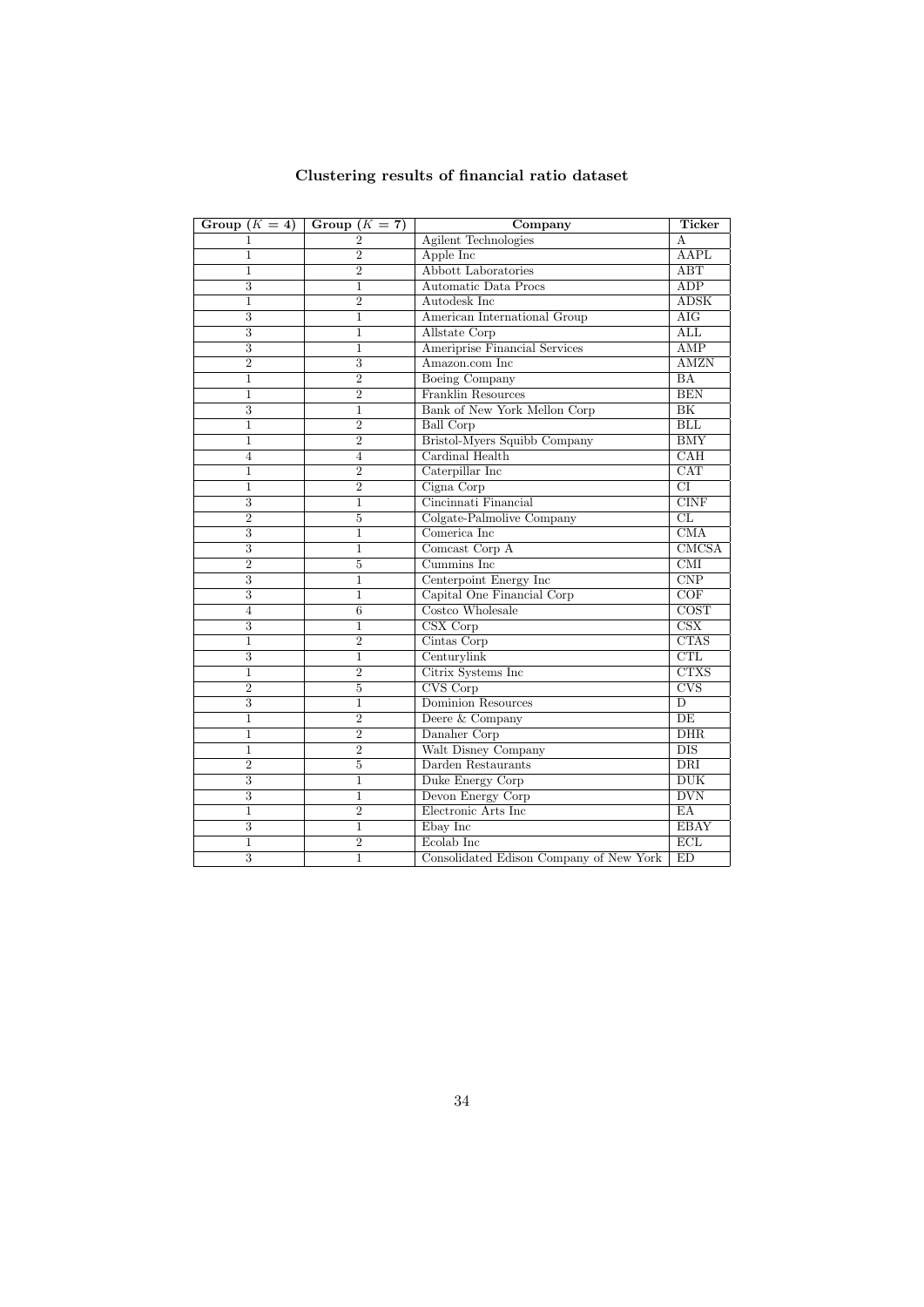**Clustering results of financial ratio dataset**

| Group ($K = 4$) | Group ($K = 7$) | Company | Ticker |
|---|---|---|---|
| 1 | 2 | Agilent Technologies | A |
| 1 | 2 | Apple Inc | AAPL |
| 1 | 2 | Abbott Laboratories | ABT |
| 3 | 1 | Automatic Data Procs | ADP |
| 1 | 2 | Autodesk Inc | ADSK |
| 3 | 1 | American International Group | AIG |
| 3 | 1 | Allstate Corp | ALL |
| 3 | 1 | Ameriprise Financial Services | AMP |
| 2 | 3 | Amazon.com Inc | AMZN |
| 1 | 2 | Boeing Company | BA |
| 1 | 2 | Franklin Resources | BEN |
| 3 | 1 | Bank of New York Mellon Corp | BK |
| 1 | 2 | Ball Corp | BLL |
| 1 | 2 | Bristol-Myers Squibb Company | BMY |
| 4 | 4 | Cardinal Health | CAH |
| 1 | 2 | Caterpillar Inc | CAT |
| 1 | 2 | Cigna Corp | CI |
| 3 | 1 | Cincinnati Financial | CINF |
| 2 | 5 | Colgate-Palmolive Company | CL |
| 3 | 1 | Comerica Inc | CMA |
| 3 | 1 | Comcast Corp A | CMCSA |
| 2 | 5 | Cummins Inc | CMI |
| 3 | 1 | Centerpoint Energy Inc | CNP |
| 3 | 1 | Capital One Financial Corp | COF |
| 4 | 6 | Costco Wholesale | COST |
| 3 | 1 | CSX Corp | CSX |
| 1 | 2 | Cintas Corp | CTAS |
| 3 | 1 | Centurylink | CTL |
| 1 | 2 | Citrix Systems Inc | CTXS |
| 2 | 5 | CVS Corp | CVS |
| 3 | 1 | Dominion Resources | D |
| 1 | 2 | Deere & Company | DE |
| 1 | 2 | Danaher Corp | DHR |
| 1 | 2 | Walt Disney Company | DIS |
| 2 | 5 | Darden Restaurants | DRI |
| 3 | 1 | Duke Energy Corp | DUK |
| 3 | 1 | Devon Energy Corp | DVN |
| 1 | 2 | Electronic Arts Inc | EA |
| 3 | 1 | Ebay Inc | EBAY |
| 1 | 2 | Ecolab Inc | ECL |
| 3 | 1 | Consolidated Edison Company of New York | ED |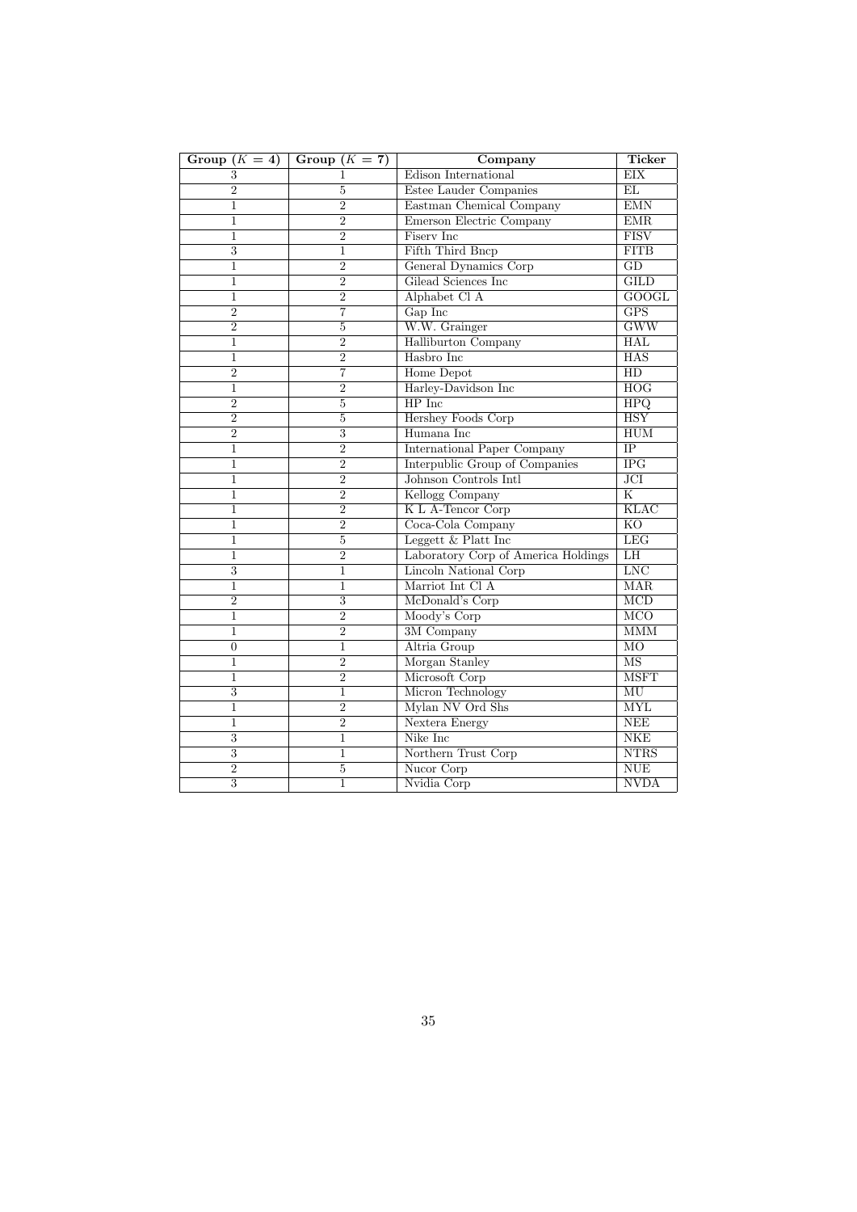| Group ($K = 4$) | Group ($K = 7$) | Company | Ticker |
|---|---|---|---|
| 3 | 1 | Edison International | EIX |
| 2 | 5 | Estee Lauder Companies | EL |
| 1 | 2 | Eastman Chemical Company | EMN |
| 1 | 2 | Emerson Electric Company | EMR |
| 1 | 2 | Fiserv Inc | FISV |
| 3 | 1 | Fifth Third Bncp | FITB |
| 1 | 2 | General Dynamics Corp | GD |
| 1 | 2 | Gilead Sciences Inc | GILD |
| 1 | 2 | Alphabet Cl A | GOOGL |
| 2 | 7 | Gap Inc | GPS |
| 2 | 5 | W.W. Grainger | GWW |
| 1 | 2 | Halliburton Company | HAL |
| 1 | 2 | Hasbro Inc | HAS |
| 2 | 7 | Home Depot | HD |
| 1 | 2 | Harley-Davidson Inc | HOG |
| 2 | 5 | HP Inc | HPQ |
| 2 | 5 | Hershey Foods Corp | HSY |
| 2 | 3 | Humana Inc | HUM |
| 1 | 2 | International Paper Company | IP |
| 1 | 2 | Interpublic Group of Companies | IPG |
| 1 | 2 | Johnson Controls Intl | JCI |
| 1 | 2 | Kellogg Company | K |
| 1 | 2 | K L A-Tencor Corp | KLAC |
| 1 | 2 | Coca-Cola Company | KO |
| 1 | 5 | Leggett & Platt Inc | LEG |
| 1 | 2 | Laboratory Corp of America Holdings | LH |
| 3 | 1 | Lincoln National Corp | LNC |
| 1 | 1 | Marriot Int Cl A | MAR |
| 2 | 3 | McDonald's Corp | MCD |
| 1 | 2 | Moody's Corp | MCO |
| 1 | 2 | 3M Company | MMM |
| 0 | 1 | Altria Group | MO |
| 1 | 2 | Morgan Stanley | MS |
| 1 | 2 | Microsoft Corp | MSFT |
| 3 | 1 | Micron Technology | MU |
| 1 | 2 | Mylan NV Ord Shs | MYL |
| 1 | 2 | Nextera Energy | NEE |
| 3 | 1 | Nike Inc | NKE |
| 3 | 1 | Northern Trust Corp | NTRS |
| 2 | 5 | Nucor Corp | NUE |
| 3 | 1 | Nvidia Corp | NVDA |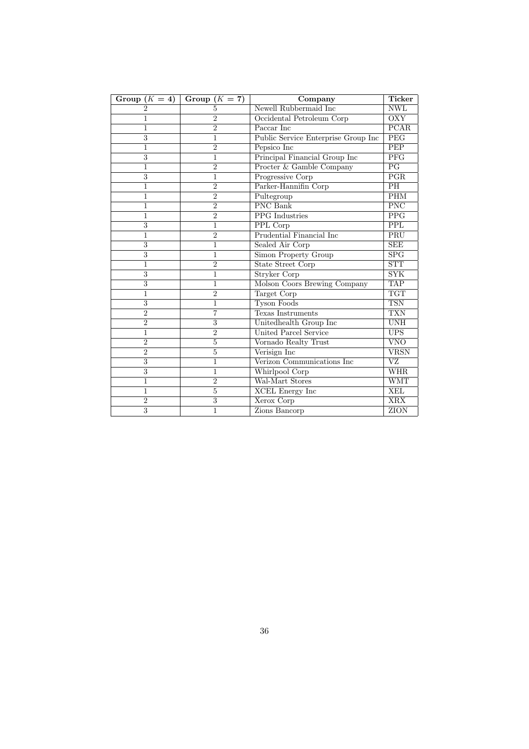| Group ($K = 4$) | Group ($K = 7$) | Company | Ticker |
|---|---|---|---|
| 2 | 5 | Newell Rubbermaid Inc | NWL |
| 1 | 2 | Occidental Petroleum Corp | OXY |
| 1 | 2 | Paccar Inc | PCAR |
| 3 | 1 | Public Service Enterprise Group Inc | PEG |
| 1 | 2 | Pepsico Inc | PEP |
| 3 | 1 | Principal Financial Group Inc | PFG |
| 1 | 2 | Procter & Gamble Company | PG |
| 3 | 1 | Progressive Corp | PGR |
| 1 | 2 | Parker-Hannifin Corp | PH |
| 1 | 2 | Pultegroup | PHM |
| 1 | 2 | PNC Bank | PNC |
| 1 | 2 | PPG Industries | PPG |
| 3 | 1 | PPL Corp | PPL |
| 1 | 2 | Prudential Financial Inc | PRU |
| 3 | 1 | Sealed Air Corp | SEE |
| 3 | 1 | Simon Property Group | SPG |
| 1 | 2 | State Street Corp | STT |
| 3 | 1 | Stryker Corp | SYK |
| 3 | 1 | Molson Coors Brewing Company | TAP |
| 1 | 2 | Target Corp | TGT |
| 3 | 1 | Tyson Foods | TSN |
| 2 | 7 | Texas Instruments | TXN |
| 2 | 3 | Unitedhealth Group Inc | UNH |
| 1 | 2 | United Parcel Service | UPS |
| 2 | 5 | Vornado Realty Trust | VNO |
| 2 | 5 | Verisign Inc | VRSN |
| 3 | 1 | Verizon Communications Inc | VZ |
| 3 | 1 | Whirlpool Corp | WHR |
| 1 | 2 | Wal-Mart Stores | WMT |
| 1 | 5 | XCEL Energy Inc | XEL |
| 2 | 3 | Xerox Corp | XRX |
| 3 | 1 | Zions Bancorp | ZION |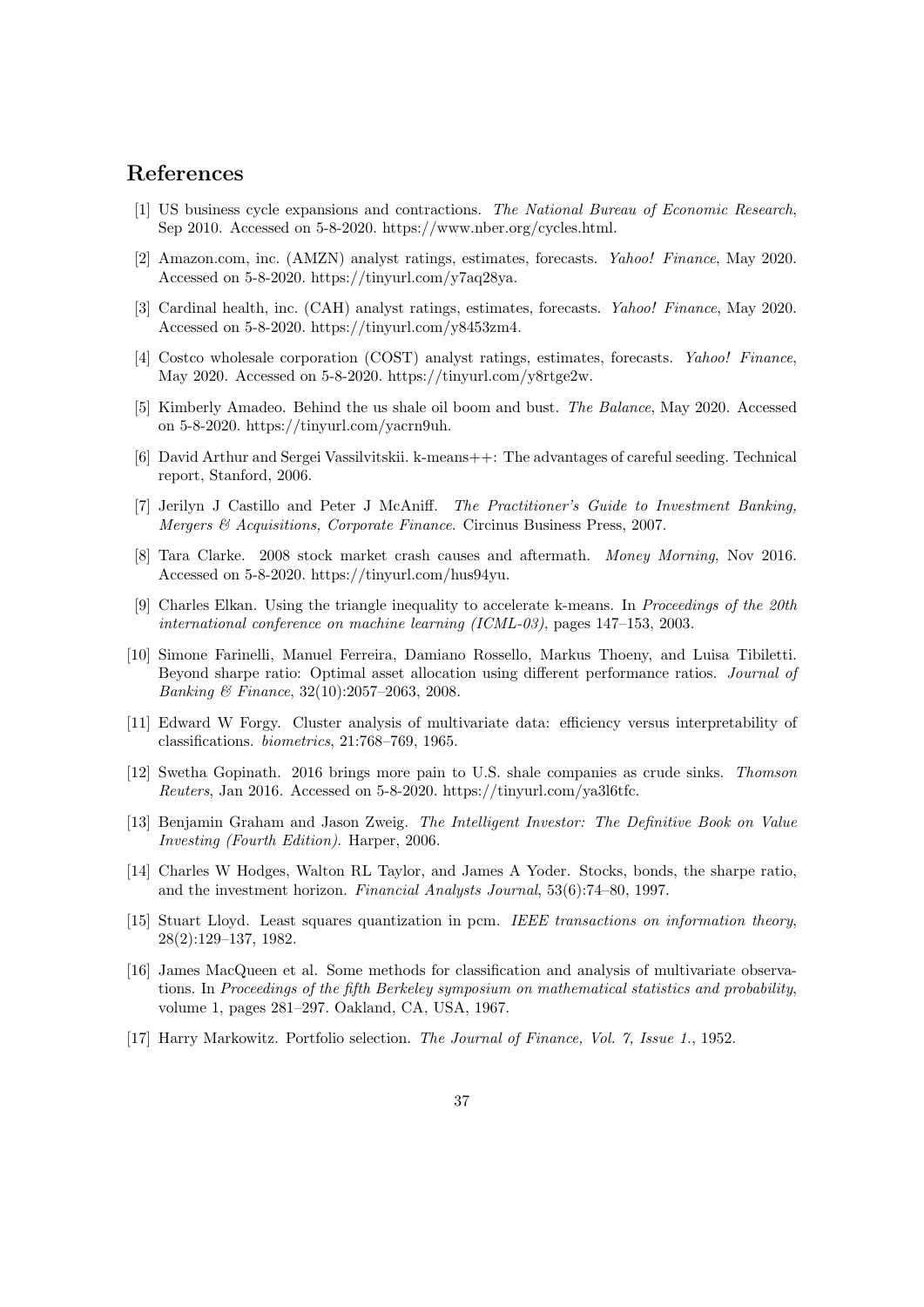## References

[1] US business cycle expansions and contractions. *The National Bureau of Economic Research*, Sep 2010. Accessed on 5-8-2020. https://www.nber.org/cycles.html.

[2] Amazon.com, inc. (AMZN) analyst ratings, estimates, forecasts. *Yahoo! Finance*, May 2020. Accessed on 5-8-2020. https://tinyurl.com/y7aq28ya.

[3] Cardinal health, inc. (CAH) analyst ratings, estimates, forecasts. *Yahoo! Finance*, May 2020. Accessed on 5-8-2020. https://tinyurl.com/y8453zm4.

[4] Costco wholesale corporation (COST) analyst ratings, estimates, forecasts. *Yahoo! Finance*, May 2020. Accessed on 5-8-2020. https://tinyurl.com/y8rtge2w.

[5] Kimberly Amadeo. Behind the us shale oil boom and bust. *The Balance*, May 2020. Accessed on 5-8-2020. https://tinyurl.com/yacrn9uh.

[6] David Arthur and Sergei Vassilvitskii. k-means++: The advantages of careful seeding. Technical report, Stanford, 2006.

[7] Jerilyn J Castillo and Peter J McAniff. *The Practitioner's Guide to Investment Banking, Mergers & Acquisitions, Corporate Finance*. Circinus Business Press, 2007.

[8] Tara Clarke. 2008 stock market crash causes and aftermath. *Money Morning*, Nov 2016. Accessed on 5-8-2020. https://tinyurl.com/hus94yu.

[9] Charles Elkan. Using the triangle inequality to accelerate k-means. In *Proceedings of the 20th international conference on machine learning (ICML-03)*, pages 147–153, 2003.

[10] Simone Farinelli, Manuel Ferreira, Damiano Rossello, Markus Thoeny, and Luisa Tibiletti. Beyond sharpe ratio: Optimal asset allocation using different performance ratios. *Journal of Banking & Finance*, 32(10):2057–2063, 2008.

[11] Edward W Forgy. Cluster analysis of multivariate data: efficiency versus interpretability of classifications. *biometrics*, 21:768–769, 1965.

[12] Swetha Gopinath. 2016 brings more pain to U.S. shale companies as crude sinks. *Thomson Reuters*, Jan 2016. Accessed on 5-8-2020. https://tinyurl.com/ya3l6tfc.

[13] Benjamin Graham and Jason Zweig. *The Intelligent Investor: The Definitive Book on Value Investing (Fourth Edition)*. Harper, 2006.

[14] Charles W Hodges, Walton RL Taylor, and James A Yoder. Stocks, bonds, the sharpe ratio, and the investment horizon. *Financial Analysts Journal*, 53(6):74–80, 1997.

[15] Stuart Lloyd. Least squares quantization in pcm. *IEEE transactions on information theory*, 28(2):129–137, 1982.

[16] James MacQueen et al. Some methods for classification and analysis of multivariate observations. In *Proceedings of the fifth Berkeley symposium on mathematical statistics and probability*, volume 1, pages 281–297. Oakland, CA, USA, 1967.

[17] Harry Markowitz. Portfolio selection. *The Journal of Finance, Vol. 7, Issue 1.*, 1952.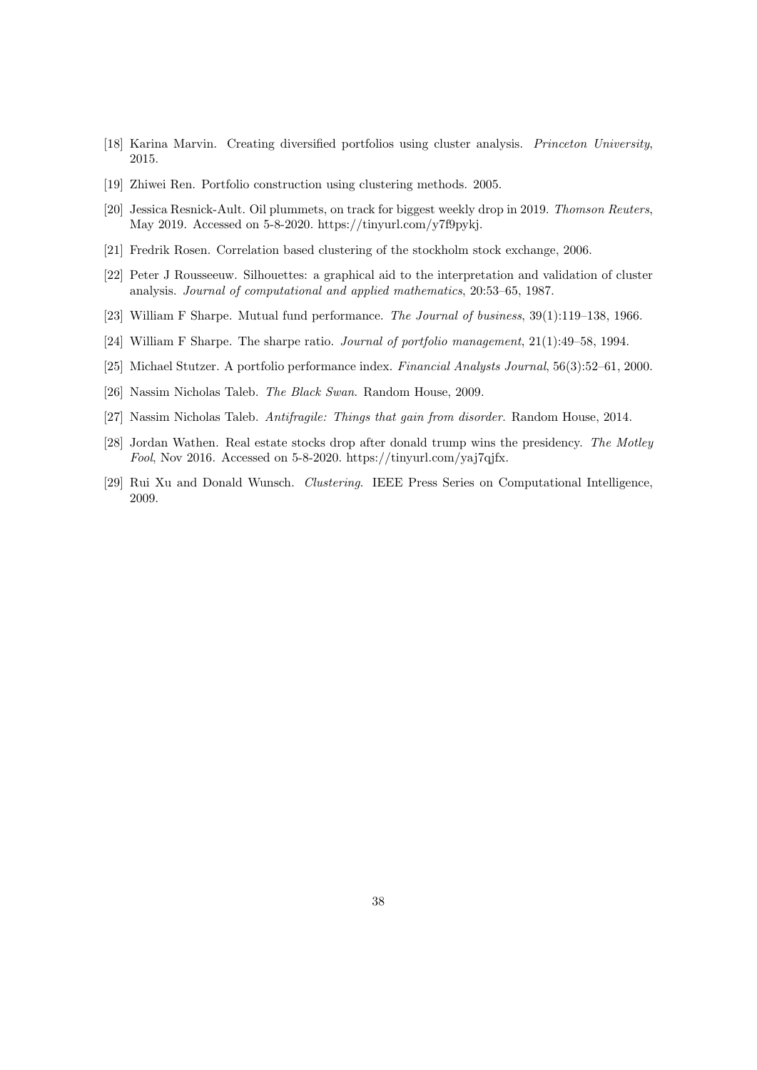[18] Karina Marvin. Creating diversified portfolios using cluster analysis. *Princeton University*, 2015.

[19] Zhiwei Ren. Portfolio construction using clustering methods. 2005.

[20] Jessica Resnick-Ault. Oil plummets, on track for biggest weekly drop in 2019. *Thomson Reuters*, May 2019. Accessed on 5-8-2020. https://tinyurl.com/y7f9pykj.

[21] Fredrik Rosen. Correlation based clustering of the stockholm stock exchange, 2006.

[22] Peter J Rousseeuw. Silhouettes: a graphical aid to the interpretation and validation of cluster analysis. *Journal of computational and applied mathematics*, 20:53–65, 1987.

[23] William F Sharpe. Mutual fund performance. *The Journal of business*, 39(1):119–138, 1966.

[24] William F Sharpe. The sharpe ratio. *Journal of portfolio management*, 21(1):49–58, 1994.

[25] Michael Stutzer. A portfolio performance index. *Financial Analysts Journal*, 56(3):52–61, 2000.

[26] Nassim Nicholas Taleb. *The Black Swan*. Random House, 2009.

[27] Nassim Nicholas Taleb. *Antifragile: Things that gain from disorder*. Random House, 2014.

[28] Jordan Wathen. Real estate stocks drop after donald trump wins the presidency. *The Motley Fool*, Nov 2016. Accessed on 5-8-2020. https://tinyurl.com/yaj7qjfx.

[29] Rui Xu and Donald Wunsch. *Clustering*. IEEE Press Series on Computational Intelligence, 2009.